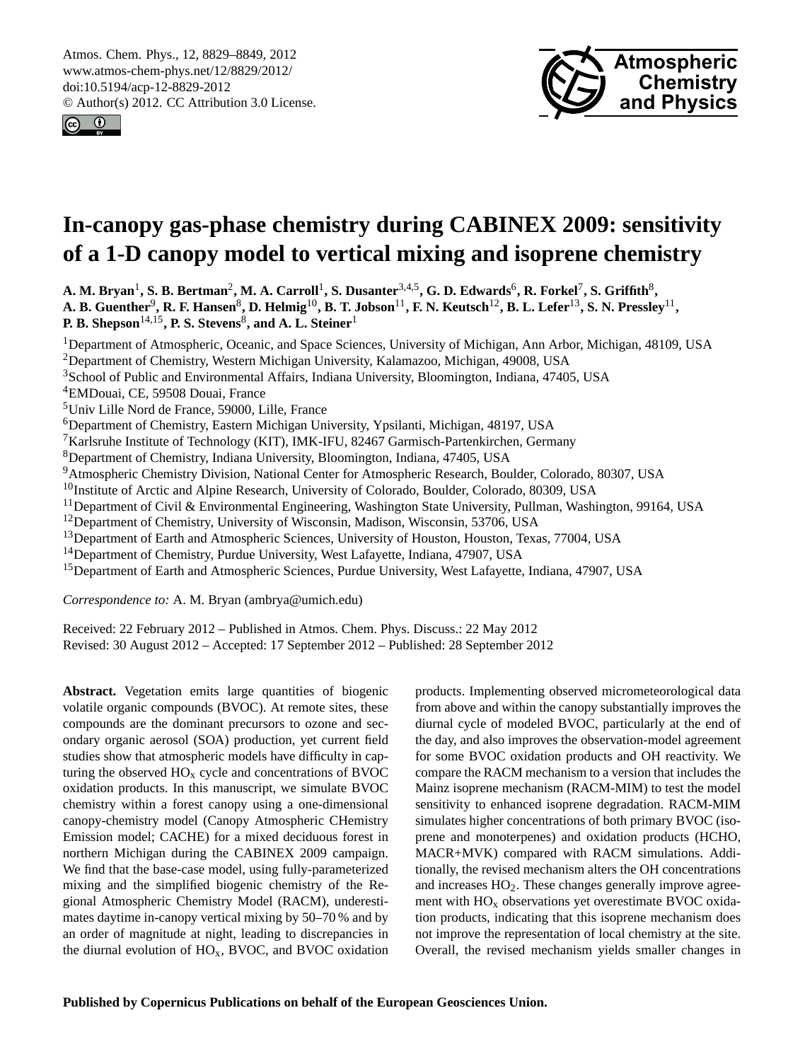# In-canopy gas-phase chemistry during CABINEX 2009: sensitivity of a 1-D canopy model to vertical mixing and isoprene chemistry

**A. M. Bryan[1], S. B. Bertman[2], M. A. Carroll[1], S. Dusanter[3,4,5], G. D. Edwards[6], R. Forkel[7], S. Griffith[8], A. B. Guenther[9], R. F. Hansen[8], D. Helmig[10], B. T. Jobson[11], F. N. Keutsch[12], B. L. Lefer[13], S. N. Pressley[11], P. B. Shepson[14,15], P. S. Stevens[8], and A. L. Steiner[1]**

[1]Department of Atmospheric, Oceanic, and Space Sciences, University of Michigan, Ann Arbor, Michigan, 48109, USA
[2]Department of Chemistry, Western Michigan University, Kalamazoo, Michigan, 49008, USA
[3]School of Public and Environmental Affairs, Indiana University, Bloomington, Indiana, 47405, USA
[4]EMDouai, CE, 59508 Douai, France
[5]Univ Lille Nord de France, 59000, Lille, France
[6]Department of Chemistry, Eastern Michigan University, Ypsilanti, Michigan, 48197, USA
[7]Karlsruhe Institute of Technology (KIT), IMK-IFU, 82467 Garmisch-Partenkirchen, Germany
[8]Department of Chemistry, Indiana University, Bloomington, Indiana, 47405, USA
[9]Atmospheric Chemistry Division, National Center for Atmospheric Research, Boulder, Colorado, 80307, USA
[10]Institute of Arctic and Alpine Research, University of Colorado, Boulder, Colorado, 80309, USA
[11]Department of Civil & Environmental Engineering, Washington State University, Pullman, Washington, 99164, USA
[12]Department of Chemistry, University of Wisconsin, Madison, Wisconsin, 53706, USA
[13]Department of Earth and Atmospheric Sciences, University of Houston, Houston, Texas, 77004, USA
[14]Department of Chemistry, Purdue University, West Lafayette, Indiana, 47907, USA
[15]Department of Earth and Atmospheric Sciences, Purdue University, West Lafayette, Indiana, 47907, USA

*Correspondence to:* A. M. Bryan (ambrya@umich.edu)

Received: 22 February 2012 – Published in Atmos. Chem. Phys. Discuss.: 22 May 2012
Revised: 30 August 2012 – Accepted: 17 September 2012 – Published: 28 September 2012

**Abstract.** Vegetation emits large quantities of biogenic volatile organic compounds (BVOC). At remote sites, these compounds are the dominant precursors to ozone and secondary organic aerosol (SOA) production, yet current field studies show that atmospheric models have difficulty in capturing the observed $HO_x$ cycle and concentrations of BVOC oxidation products. In this manuscript, we simulate BVOC chemistry within a forest canopy using a one-dimensional canopy-chemistry model (Canopy Atmospheric CHemistry Emission model; CACHE) for a mixed deciduous forest in northern Michigan during the CABINEX 2009 campaign. We find that the base-case model, using fully-parameterized mixing and the simplified biogenic chemistry of the Regional Atmospheric Chemistry Model (RACM), underestimates daytime in-canopy vertical mixing by 50–70 % and by an order of magnitude at night, leading to discrepancies in the diurnal evolution of $HO_x$, BVOC, and BVOC oxidation products. Implementing observed micrometeorological data from above and within the canopy substantially improves the diurnal cycle of modeled BVOC, particularly at the end of the day, and also improves the observation-model agreement for some BVOC oxidation products and OH reactivity. We compare the RACM mechanism to a version that includes the Mainz isoprene mechanism (RACM-MIM) to test the model sensitivity to enhanced isoprene degradation. RACM-MIM simulates higher concentrations of both primary BVOC (isoprene and monoterpenes) and oxidation products (HCHO, MACR+MVK) compared with RACM simulations. Additionally, the revised mechanism alters the OH concentrations and increases $HO_2$. These changes generally improve agreement with $HO_x$ observations yet overestimate BVOC oxidation products, indicating that this isoprene mechanism does not improve the representation of local chemistry at the site. Overall, the revised mechanism yields smaller changes in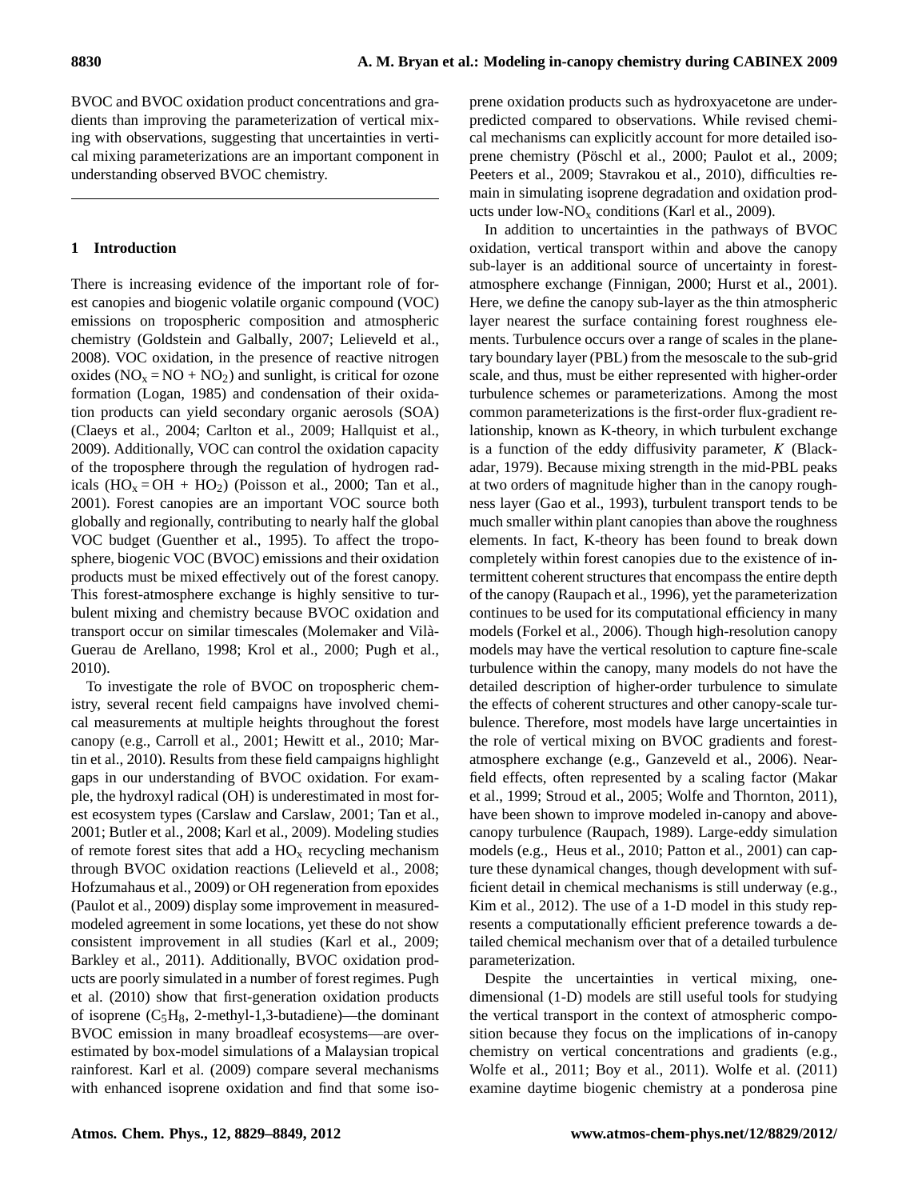BVOC and BVOC oxidation product concentrations and gradients than improving the parameterization of vertical mixing with observations, suggesting that uncertainties in vertical mixing parameterizations are an important component in understanding observed BVOC chemistry.

## 1 Introduction

There is increasing evidence of the important role of forest canopies and biogenic volatile organic compound (VOC) emissions on tropospheric composition and atmospheric chemistry (Goldstein and Galbally, 2007; Lelieveld et al., 2008). VOC oxidation, in the presence of reactive nitrogen oxides ($NO_x = NO + NO_2$) and sunlight, is critical for ozone formation (Logan, 1985) and condensation of their oxidation products can yield secondary organic aerosols (SOA) (Claeys et al., 2004; Carlton et al., 2009; Hallquist et al., 2009). Additionally, VOC can control the oxidation capacity of the troposphere through the regulation of hydrogen radicals ($HO_x = OH + HO_2$) (Poisson et al., 2000; Tan et al., 2001). Forest canopies are an important VOC source both globally and regionally, contributing to nearly half the global VOC budget (Guenther et al., 1995). To affect the troposphere, biogenic VOC (BVOC) emissions and their oxidation products must be mixed effectively out of the forest canopy. This forest-atmosphere exchange is highly sensitive to turbulent mixing and chemistry because BVOC oxidation and transport occur on similar timescales (Molemaker and Vilà-Guerau de Arellano, 1998; Krol et al., 2000; Pugh et al., 2010).

To investigate the role of BVOC on tropospheric chemistry, several recent field campaigns have involved chemical measurements at multiple heights throughout the forest canopy (e.g., Carroll et al., 2001; Hewitt et al., 2010; Martin et al., 2010). Results from these field campaigns highlight gaps in our understanding of BVOC oxidation. For example, the hydroxyl radical (OH) is underestimated in most forest ecosystem types (Carslaw and Carslaw, 2001; Tan et al., 2001; Butler et al., 2008; Karl et al., 2009). Modeling studies of remote forest sites that add a $HO_x$ recycling mechanism through BVOC oxidation reactions (Lelieveld et al., 2008; Hofzumahaus et al., 2009) or OH regeneration from epoxides (Paulot et al., 2009) display some improvement in measured-modeled agreement in some locations, yet these do not show consistent improvement in all studies (Karl et al., 2009; Barkley et al., 2011). Additionally, BVOC oxidation products are poorly simulated in a number of forest regimes. Pugh et al. (2010) show that first-generation oxidation products of isoprene ($C_5H_8$, 2-methyl-1,3-butadiene)—the dominant BVOC emission in many broadleaf ecosystems—are overestimated by box-model simulations of a Malaysian tropical rainforest. Karl et al. (2009) compare several mechanisms with enhanced isoprene oxidation and find that some isoprene oxidation products such as hydroxyacetone are underpredicted compared to observations. While revised chemical mechanisms can explicitly account for more detailed isoprene chemistry (Pöschl et al., 2000; Paulot et al., 2009; Peeters et al., 2009; Stavrakou et al., 2010), difficulties remain in simulating isoprene degradation and oxidation products under low-$NO_x$ conditions (Karl et al., 2009).

In addition to uncertainties in the pathways of BVOC oxidation, vertical transport within and above the canopy sub-layer is an additional source of uncertainty in forest-atmosphere exchange (Finnigan, 2000; Hurst et al., 2001). Here, we define the canopy sub-layer as the thin atmospheric layer nearest the surface containing forest roughness elements. Turbulence occurs over a range of scales in the planetary boundary layer (PBL) from the mesoscale to the sub-grid scale, and thus, must be either represented with higher-order turbulence schemes or parameterizations. Among the most common parameterizations is the first-order flux-gradient relationship, known as K-theory, in which turbulent exchange is a function of the eddy diffusivity parameter, $K$ (Blackadar, 1979). Because mixing strength in the mid-PBL peaks at two orders of magnitude higher than in the canopy roughness layer (Gao et al., 1993), turbulent transport tends to be much smaller within plant canopies than above the roughness elements. In fact, K-theory has been found to break down completely within forest canopies due to the existence of intermittent coherent structures that encompass the entire depth of the canopy (Raupach et al., 1996), yet the parameterization continues to be used for its computational efficiency in many models (Forkel et al., 2006). Though high-resolution canopy models may have the vertical resolution to capture fine-scale turbulence within the canopy, many models do not have the detailed description of higher-order turbulence to simulate the effects of coherent structures and other canopy-scale turbulence. Therefore, most models have large uncertainties in the role of vertical mixing on BVOC gradients and forest-atmosphere exchange (e.g., Ganzeveld et al., 2006). Near-field effects, often represented by a scaling factor (Makar et al., 1999; Stroud et al., 2005; Wolfe and Thornton, 2011), have been shown to improve modeled in-canopy and above-canopy turbulence (Raupach, 1989). Large-eddy simulation models (e.g., Heus et al., 2010; Patton et al., 2001) can capture these dynamical changes, though development with sufficient detail in chemical mechanisms is still underway (e.g., Kim et al., 2012). The use of a 1-D model in this study represents a computationally efficient preference towards a detailed chemical mechanism over that of a detailed turbulence parameterization.

Despite the uncertainties in vertical mixing, one-dimensional (1-D) models are still useful tools for studying the vertical transport in the context of atmospheric composition because they focus on the implications of in-canopy chemistry on vertical concentrations and gradients (e.g., Wolfe et al., 2011; Boy et al., 2011). Wolfe et al. (2011) examine daytime biogenic chemistry at a ponderosa pine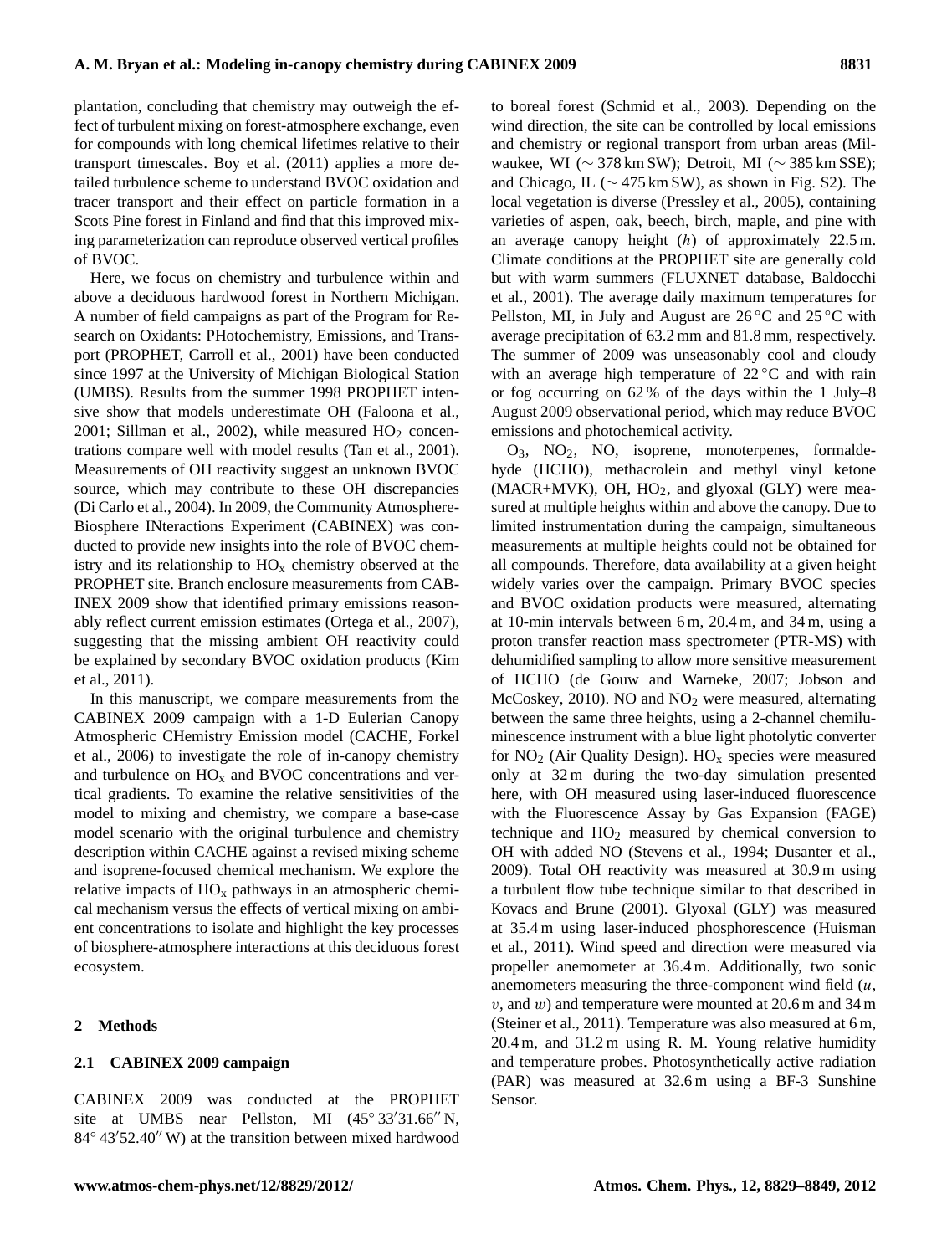plantation, concluding that chemistry may outweigh the effect of turbulent mixing on forest-atmosphere exchange, even for compounds with long chemical lifetimes relative to their transport timescales. Boy et al. (2011) applies a more detailed turbulence scheme to understand BVOC oxidation and tracer transport and their effect on particle formation in a Scots Pine forest in Finland and find that this improved mixing parameterization can reproduce observed vertical profiles of BVOC.

Here, we focus on chemistry and turbulence within and above a deciduous hardwood forest in Northern Michigan. A number of field campaigns as part of the Program for Research on Oxidants: PHotochemistry, Emissions, and Transport (PROPHET, Carroll et al., 2001) have been conducted since 1997 at the University of Michigan Biological Station (UMBS). Results from the summer 1998 PROPHET intensive show that models underestimate OH (Faloona et al., 2001; Sillman et al., 2002), while measured $HO_2$ concentrations compare well with model results (Tan et al., 2001). Measurements of OH reactivity suggest an unknown BVOC source, which may contribute to these OH discrepancies (Di Carlo et al., 2004). In 2009, the Community Atmosphere-Biosphere INteractions Experiment (CABINEX) was conducted to provide new insights into the role of BVOC chemistry and its relationship to $HO_x$ chemistry observed at the PROPHET site. Branch enclosure measurements from CABINEX 2009 show that identified primary emissions reasonably reflect current emission estimates (Ortega et al., 2007), suggesting that the missing ambient OH reactivity could be explained by secondary BVOC oxidation products (Kim et al., 2011).

In this manuscript, we compare measurements from the CABINEX 2009 campaign with a 1-D Eulerian Canopy Atmospheric CHemistry Emission model (CACHE, Forkel et al., 2006) to investigate the role of in-canopy chemistry and turbulence on $HO_x$ and BVOC concentrations and vertical gradients. To examine the relative sensitivities of the model to mixing and chemistry, we compare a base-case model scenario with the original turbulence and chemistry description within CACHE against a revised mixing scheme and isoprene-focused chemical mechanism. We explore the relative impacts of $HO_x$ pathways in an atmospheric chemical mechanism versus the effects of vertical mixing on ambient concentrations to isolate and highlight the key processes of biosphere-atmosphere interactions at this deciduous forest ecosystem.

## 2 Methods

### 2.1 CABINEX 2009 campaign

CABINEX 2009 was conducted at the PROPHET site at UMBS near Pellston, MI (45° 33′31.66″ N, 84° 43′52.40″ W) at the transition between mixed hardwood to boreal forest (Schmid et al., 2003). Depending on the wind direction, the site can be controlled by local emissions and chemistry or regional transport from urban areas (Milwaukee, WI (∼ 378 km SW); Detroit, MI (∼ 385 km SSE); and Chicago, IL (∼ 475 km SW), as shown in Fig. S2). The local vegetation is diverse (Pressley et al., 2005), containing varieties of aspen, oak, beech, birch, maple, and pine with an average canopy height ($h$) of approximately 22.5 m. Climate conditions at the PROPHET site are generally cold but with warm summers (FLUXNET database, Baldocchi et al., 2001). The average daily maximum temperatures for Pellston, MI, in July and August are 26 °C and 25 °C with average precipitation of 63.2 mm and 81.8 mm, respectively. The summer of 2009 was unseasonably cool and cloudy with an average high temperature of 22 °C and with rain or fog occurring on 62 % of the days within the 1 July–8 August 2009 observational period, which may reduce BVOC emissions and photochemical activity.

$O_3$, $NO_2$, NO, isoprene, monoterpenes, formaldehyde (HCHO), methacrolein and methyl vinyl ketone (MACR+MVK), OH, $HO_2$, and glyoxal (GLY) were measured at multiple heights within and above the canopy. Due to limited instrumentation during the campaign, simultaneous measurements at multiple heights could not be obtained for all compounds. Therefore, data availability at a given height widely varies over the campaign. Primary BVOC species and BVOC oxidation products were measured, alternating at 10-min intervals between 6 m, 20.4 m, and 34 m, using a proton transfer reaction mass spectrometer (PTR-MS) with dehumidified sampling to allow more sensitive measurement of HCHO (de Gouw and Warneke, 2007; Jobson and McCoskey, 2010). NO and $NO_2$ were measured, alternating between the same three heights, using a 2-channel chemiluminescence instrument with a blue light photolytic converter for $NO_2$ (Air Quality Design). $HO_x$ species were measured only at 32 m during the two-day simulation presented here, with OH measured using laser-induced fluorescence with the Fluorescence Assay by Gas Expansion (FAGE) technique and $HO_2$ measured by chemical conversion to OH with added NO (Stevens et al., 1994; Dusanter et al., 2009). Total OH reactivity was measured at 30.9 m using a turbulent flow tube technique similar to that described in Kovacs and Brune (2001). Glyoxal (GLY) was measured at 35.4 m using laser-induced phosphorescence (Huisman et al., 2011). Wind speed and direction were measured via propeller anemometer at 36.4 m. Additionally, two sonic anemometers measuring the three-component wind field ($u$, $v$, and $w$) and temperature were mounted at 20.6 m and 34 m (Steiner et al., 2011). Temperature was also measured at 6 m, 20.4 m, and 31.2 m using R. M. Young relative humidity and temperature probes. Photosynthetically active radiation (PAR) was measured at 32.6 m using a BF-3 Sunshine Sensor.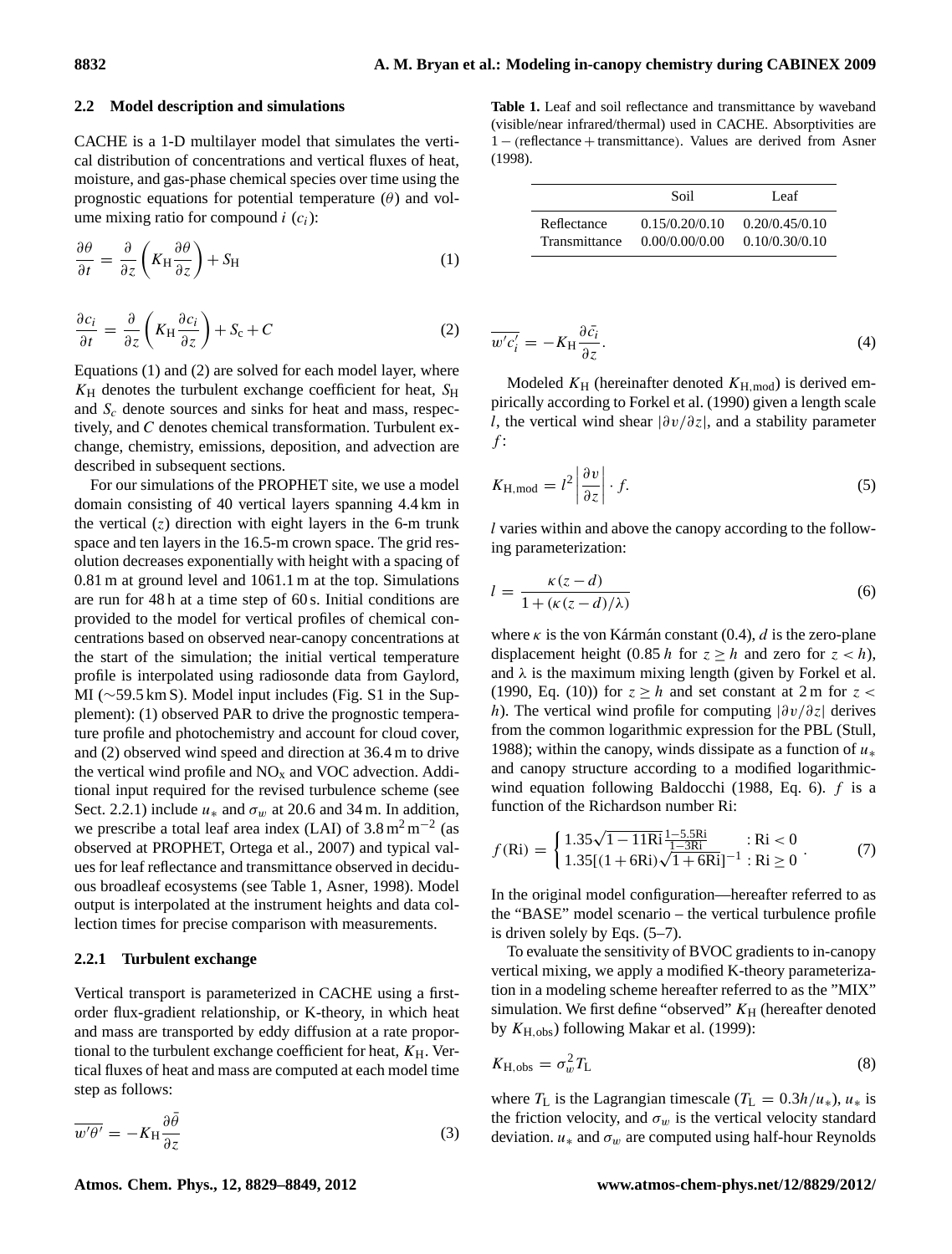### 2.2 Model description and simulations

CACHE is a 1-D multilayer model that simulates the vertical distribution of concentrations and vertical fluxes of heat, moisture, and gas-phase chemical species over time using the prognostic equations for potential temperature ($\theta$) and volume mixing ratio for compound $i$ ($c_i$):

$$\frac{\partial \theta}{\partial t} = \frac{\partial}{\partial z}\left(K_{\mathrm{H}}\frac{\partial \theta}{\partial z}\right) + S_{\mathrm{H}} \tag{1}$$

$$\frac{\partial c_i}{\partial t} = \frac{\partial}{\partial z}\left(K_{\mathrm{H}}\frac{\partial c_i}{\partial z}\right) + S_{\mathrm{c}} + C \tag{2}$$

Equations (1) and (2) are solved for each model layer, where $K_{\mathrm{H}}$ denotes the turbulent exchange coefficient for heat, $S_{\mathrm{H}}$ and $S_c$ denote sources and sinks for heat and mass, respectively, and $C$ denotes chemical transformation. Turbulent exchange, chemistry, emissions, deposition, and advection are described in subsequent sections.

For our simulations of the PROPHET site, we use a model domain consisting of 40 vertical layers spanning 4.4 km in the vertical ($z$) direction with eight layers in the 6-m trunk space and ten layers in the 16.5-m crown space. The grid resolution decreases exponentially with height with a spacing of 0.81 m at ground level and 1061.1 m at the top. Simulations are run for 48 h at a time step of 60 s. Initial conditions are provided to the model for vertical profiles of chemical concentrations based on observed near-canopy concentrations at the start of the simulation; the initial vertical temperature profile is interpolated using radiosonde data from Gaylord, MI (~59.5 km S). Model input includes (Fig. S1 in the Supplement): (1) observed PAR to drive the prognostic temperature profile and photochemistry and account for cloud cover, and (2) observed wind speed and direction at 36.4 m to drive the vertical wind profile and $\mathrm{NO_x}$ and VOC advection. Additional input required for the revised turbulence scheme (see Sect. 2.2.1) include $u_*$ and $\sigma_w$ at 20.6 and 34 m. In addition, we prescribe a total leaf area index (LAI) of 3.8 $\mathrm{m^2\,m^{-2}}$ (as observed at PROPHET, Ortega et al., 2007) and typical values for leaf reflectance and transmittance observed in deciduous broadleaf ecosystems (see Table 1, Asner, 1998). Model output is interpolated at the instrument heights and data collection times for precise comparison with measurements.

#### 2.2.1 Turbulent exchange

Vertical transport is parameterized in CACHE using a first-order flux-gradient relationship, or K-theory, in which heat and mass are transported by eddy diffusion at a rate proportional to the turbulent exchange coefficient for heat, $K_{\mathrm{H}}$. Vertical fluxes of heat and mass are computed at each model time step as follows:

$$\overline{w'\theta'} = -K_{\mathrm{H}}\frac{\partial \bar{\theta}}{\partial z} \tag{3}$$

**Table 1.** Leaf and soil reflectance and transmittance by waveband (visible/near infrared/thermal) used in CACHE. Absorptivities are $1-(\text{reflectance}+\text{transmittance})$. Values are derived from Asner (1998).

| | Soil | Leaf |
|---|---|---|
| Reflectance | 0.15/0.20/0.10 | 0.20/0.45/0.10 |
| Transmittance | 0.00/0.00/0.00 | 0.10/0.30/0.10 |

$$\overline{w'c_i'} = -K_{\mathrm{H}}\frac{\partial \bar{c_i}}{\partial z}. \tag{4}$$

Modeled $K_{\mathrm{H}}$ (hereinafter denoted $K_{\mathrm{H,mod}}$) is derived empirically according to Forkel et al. (1990) given a length scale $l$, the vertical wind shear $|\partial v/\partial z|$, and a stability parameter $f$:

$$K_{\mathrm{H,mod}} = l^2\left|\frac{\partial v}{\partial z}\right| \cdot f. \tag{5}$$

$l$ varies within and above the canopy according to the following parameterization:

$$l = \frac{\kappa(z-d)}{1+(\kappa(z-d)/\lambda)} \tag{6}$$

where $\kappa$ is the von Kármán constant (0.4), $d$ is the zero-plane displacement height ($0.85\,h$ for $z \geq h$ and zero for $z < h$), and $\lambda$ is the maximum mixing length (given by Forkel et al. (1990, Eq. (10)) for $z \geq h$ and set constant at 2 m for $z < h$). The vertical wind profile for computing $|\partial v/\partial z|$ derives from the common logarithmic expression for the PBL (Stull, 1988); within the canopy, winds dissipate as a function of $u_*$ and canopy structure according to a modified logarithmic-wind equation following Baldocchi (1988, Eq. 6). $f$ is a function of the Richardson number Ri:

$$f(\mathrm{Ri}) = \begin{cases} 1.35\sqrt{1-11\mathrm{Ri}}\,\frac{1-5.5\mathrm{Ri}}{1-3\mathrm{Ri}} & : \mathrm{Ri} < 0 \\ 1.35[(1+6\mathrm{Ri})\sqrt{1+6\mathrm{Ri}}]^{-1} & : \mathrm{Ri} \geq 0 \end{cases}. \tag{7}$$

In the original model configuration—hereafter referred to as the "BASE" model scenario – the vertical turbulence profile is driven solely by Eqs. (5–7).

To evaluate the sensitivity of BVOC gradients to in-canopy vertical mixing, we apply a modified K-theory parameterization in a modeling scheme hereafter referred to as the "MIX" simulation. We first define "observed" $K_{\mathrm{H}}$ (hereafter denoted by $K_{\mathrm{H,obs}}$) following Makar et al. (1999):

$$K_{\mathrm{H,obs}} = \sigma_w^2 T_{\mathrm{L}} \tag{8}$$

where $T_{\mathrm{L}}$ is the Lagrangian timescale ($T_{\mathrm{L}} = 0.3h/u_*$), $u_*$ is the friction velocity, and $\sigma_w$ is the vertical velocity standard deviation. $u_*$ and $\sigma_w$ are computed using half-hour Reynolds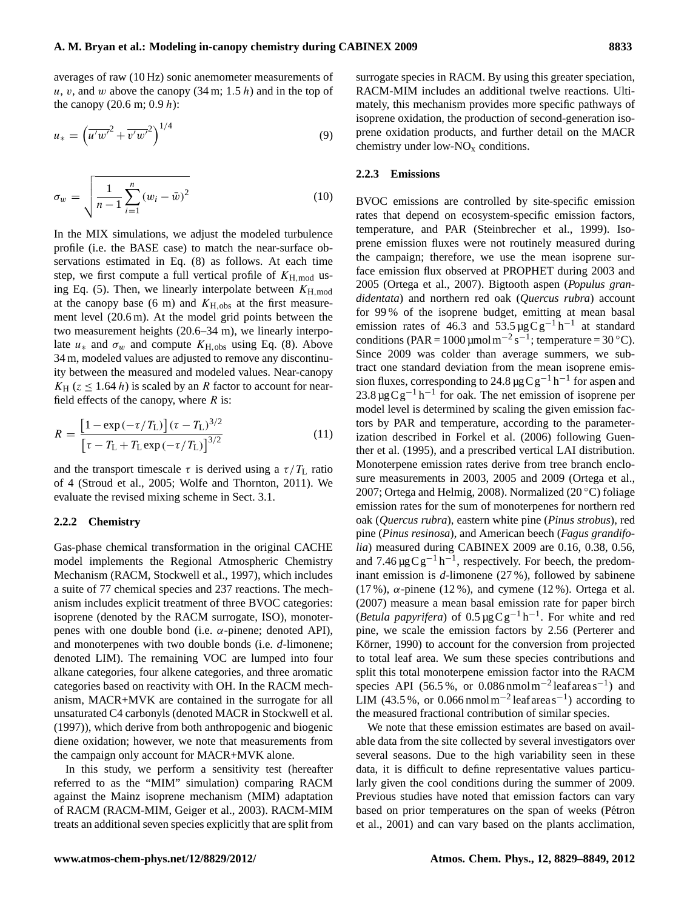averages of raw (10 Hz) sonic anemometer measurements of $u$, $v$, and $w$ above the canopy (34 m; 1.5 $h$) and in the top of the canopy (20.6 m; 0.9 $h$):

$$u_* = \left(\overline{u'w'}^2 + \overline{v'w'}^2\right)^{1/4} \tag{9}$$

$$\sigma_w = \sqrt{\frac{1}{n-1}\sum_{i=1}^{n}(w_i - \bar{w})^2} \tag{10}$$

In the MIX simulations, we adjust the modeled turbulence profile (i.e. the BASE case) to match the near-surface observations estimated in Eq. (8) as follows. At each time step, we first compute a full vertical profile of $K_{\mathrm{H,mod}}$ using Eq. (5). Then, we linearly interpolate between $K_{\mathrm{H,mod}}$ at the canopy base (6 m) and $K_{\mathrm{H,obs}}$ at the first measurement level (20.6 m). At the model grid points between the two measurement heights (20.6–34 m), we linearly interpolate $u_*$ and $\sigma_w$ and compute $K_{\mathrm{H,obs}}$ using Eq. (8). Above 34 m, modeled values are adjusted to remove any discontinuity between the measured and modeled values. Near-canopy $K_{\mathrm{H}}$ ($z \leq 1.64\,h$) is scaled by an $R$ factor to account for near-field effects of the canopy, where $R$ is:

$$R = \frac{\left[1 - \exp\left(-\tau/T_{\mathrm{L}}\right)\right]\left(\tau - T_{\mathrm{L}}\right)^{3/2}}{\left[\tau - T_{\mathrm{L}} + T_{\mathrm{L}}\exp\left(-\tau/T_{\mathrm{L}}\right)\right]^{3/2}} \tag{11}$$

and the transport timescale $\tau$ is derived using a $\tau/T_{\mathrm{L}}$ ratio of 4 (Stroud et al., 2005; Wolfe and Thornton, 2011). We evaluate the revised mixing scheme in Sect. 3.1.

### 2.2.2 Chemistry

Gas-phase chemical transformation in the original CACHE model implements the Regional Atmospheric Chemistry Mechanism (RACM, Stockwell et al., 1997), which includes a suite of 77 chemical species and 237 reactions. The mechanism includes explicit treatment of three BVOC categories: isoprene (denoted by the RACM surrogate, ISO), monoterpenes with one double bond (i.e. $\alpha$-pinene; denoted API), and monoterpenes with two double bonds (i.e. *d*-limonene; denoted LIM). The remaining VOC are lumped into four alkane categories, four alkene categories, and three aromatic categories based on reactivity with OH. In the RACM mechanism, MACR+MVK are contained in the surrogate for all unsaturated C4 carbonyls (denoted MACR in Stockwell et al. (1997)), which derive from both anthropogenic and biogenic diene oxidation; however, we note that measurements from the campaign only account for MACR+MVK alone.

In this study, we perform a sensitivity test (hereafter referred to as the "MIM" simulation) comparing RACM against the Mainz isoprene mechanism (MIM) adaptation of RACM (RACM-MIM, Geiger et al., 2003). RACM-MIM treats an additional seven species explicitly that are split from surrogate species in RACM. By using this greater speciation, RACM-MIM includes an additional twelve reactions. Ultimately, this mechanism provides more specific pathways of isoprene oxidation, the production of second-generation isoprene oxidation products, and further detail on the MACR chemistry under low-$\mathrm{NO_x}$ conditions.

### 2.2.3 Emissions

BVOC emissions are controlled by site-specific emission rates that depend on ecosystem-specific emission factors, temperature, and PAR (Steinbrecher et al., 1999). Isoprene emission fluxes were not routinely measured during the campaign; therefore, we use the mean isoprene surface emission flux observed at PROPHET during 2003 and 2005 (Ortega et al., 2007). Bigtooth aspen (*Populus grandidentata*) and northern red oak (*Quercus rubra*) account for 99 % of the isoprene budget, emitting at mean basal emission rates of 46.3 and 53.5 $\mu\mathrm{g\,C\,g^{-1}\,h^{-1}}$ at standard conditions (PAR = 1000 $\mu\mathrm{mol\,m^{-2}\,s^{-1}}$; temperature = 30 °C). Since 2009 was colder than average summers, we subtract one standard deviation from the mean isoprene emission fluxes, corresponding to 24.8 $\mu\mathrm{g\,C\,g^{-1}\,h^{-1}}$ for aspen and 23.8 $\mu\mathrm{g\,C\,g^{-1}\,h^{-1}}$ for oak. The net emission of isoprene per model level is determined by scaling the given emission factors by PAR and temperature, according to the parameterization described in Forkel et al. (2006) following Guenther et al. (1995), and a prescribed vertical LAI distribution. Monoterpene emission rates derive from tree branch enclosure measurements in 2003, 2005 and 2009 (Ortega et al., 2007; Ortega and Helmig, 2008). Normalized (20 °C) foliage emission rates for the sum of monoterpenes for northern red oak (*Quercus rubra*), eastern white pine (*Pinus strobus*), red pine (*Pinus resinosa*), and American beech (*Fagus grandifolia*) measured during CABINEX 2009 are 0.16, 0.38, 0.56, and 7.46 $\mu\mathrm{g\,C\,g^{-1}\,h^{-1}}$, respectively. For beech, the predominant emission is *d*-limonene (27 %), followed by sabinene (17 %), $\alpha$-pinene (12 %), and cymene (12 %). Ortega et al. (2007) measure a mean basal emission rate for paper birch (*Betula papyrifera*) of 0.5 $\mu\mathrm{g\,C\,g^{-1}\,h^{-1}}$. For white and red pine, we scale the emission factors by 2.56 (Perterer and Körner, 1990) to account for the conversion from projected to total leaf area. We sum these species contributions and split this total monoterpene emission factor into the RACM species API (56.5 %, or 0.086 $\mathrm{nmol\,m^{-2}\,leaf\,area\,s^{-1}}$) and LIM (43.5 %, or 0.066 $\mathrm{nmol\,m^{-2}\,leaf\,area\,s^{-1}}$) according to the measured fractional contribution of similar species.

We note that these emission estimates are based on available data from the site collected by several investigators over several seasons. Due to the high variability seen in these data, it is difficult to define representative values particularly given the cool conditions during the summer of 2009. Previous studies have noted that emission factors can vary based on prior temperatures on the span of weeks (Pétron et al., 2001) and can vary based on the plants acclimation,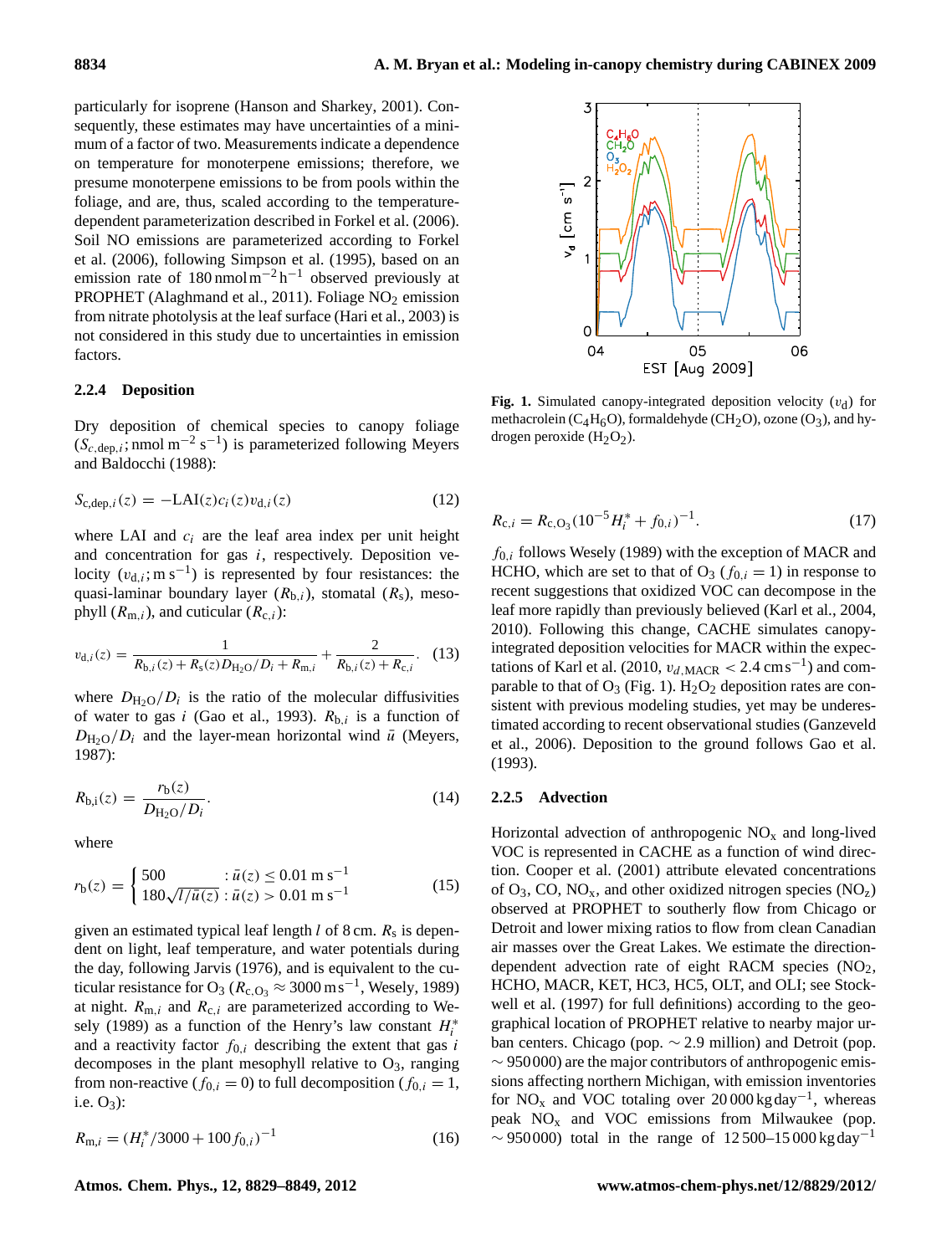particularly for isoprene (Hanson and Sharkey, 2001). Consequently, these estimates may have uncertainties of a minimum of a factor of two. Measurements indicate a dependence on temperature for monoterpene emissions; therefore, we presume monoterpene emissions to be from pools within the foliage, and are, thus, scaled according to the temperature-dependent parameterization described in Forkel et al. (2006). Soil NO emissions are parameterized according to Forkel et al. (2006), following Simpson et al. (1995), based on an emission rate of $180\,\mathrm{nmol\,m^{-2}\,h^{-1}}$ observed previously at PROPHET (Alaghmand et al., 2011). Foliage $NO_2$ emission from nitrate photolysis at the leaf surface (Hari et al., 2003) is not considered in this study due to uncertainties in emission factors.

#### 2.2.4 Deposition

Dry deposition of chemical species to canopy foliage ($S_{c,\mathrm{dep},i}$; $\mathrm{nmol\,m^{-2}\,s^{-1}}$) is parameterized following Meyers and Baldocchi (1988):

$$S_{\mathrm{c,dep},i}(z) = -\mathrm{LAI}(z)c_i(z)v_{\mathrm{d},i}(z) \tag{12}$$

where LAI and $c_i$ are the leaf area index per unit height and concentration for gas $i$, respectively. Deposition velocity ($v_{\mathrm{d},i}$; $\mathrm{m\,s^{-1}}$) is represented by four resistances: the quasi-laminar boundary layer ($R_{\mathrm{b},i}$), stomatal ($R_\mathrm{s}$), mesophyll ($R_{\mathrm{m},i}$), and cuticular ($R_{\mathrm{c},i}$):

$$v_{\mathrm{d},i}(z) = \frac{1}{R_{\mathrm{b},i}(z) + R_\mathrm{s}(z)D_{\mathrm{H_2O}}/D_i + R_{\mathrm{m},i}} + \frac{2}{R_{\mathrm{b},i}(z) + R_{\mathrm{c},i}}. \tag{13}$$

where $D_{\mathrm{H_2O}}/D_i$ is the ratio of the molecular diffusivities of water to gas $i$ (Gao et al., 1993). $R_{\mathrm{b},i}$ is a function of $D_{\mathrm{H_2O}}/D_i$ and the layer-mean horizontal wind $\bar{u}$ (Meyers, 1987):

$$R_{\mathrm{b,i}}(z) = \frac{r_\mathrm{b}(z)}{D_{\mathrm{H_2O}}/D_i}. \tag{14}$$

where

$$r_\mathrm{b}(z) = \begin{cases} 500 & : \bar{u}(z) \leq 0.01\ \mathrm{m\,s^{-1}} \\ 180\sqrt{l/\bar{u}(z)} & : \bar{u}(z) > 0.01\ \mathrm{m\,s^{-1}} \end{cases} \tag{15}$$

given an estimated typical leaf length $l$ of 8 cm. $R_\mathrm{s}$ is dependent on light, leaf temperature, and water potentials during the day, following Jarvis (1976), and is equivalent to the cuticular resistance for $O_3$ ($R_{\mathrm{c,O_3}} \approx 3000\,\mathrm{m\,s^{-1}}$, Wesely, 1989) at night. $R_{\mathrm{m},i}$ and $R_{\mathrm{c},i}$ are parameterized according to Wesely (1989) as a function of the Henry's law constant $H_i^*$ and a reactivity factor $f_{0,i}$ describing the extent that gas $i$ decomposes in the plant mesophyll relative to $O_3$, ranging from non-reactive ($f_{0,i} = 0$) to full decomposition ($f_{0,i} = 1$, i.e. $O_3$):

$$R_{\mathrm{m},i} = (H_i^*/3000 + 100 f_{0,i})^{-1} \tag{16}$$

$$R_{\mathrm{c},i} = R_{\mathrm{c,O_3}}(10^{-5}H_i^* + f_{0,i})^{-1}. \tag{17}$$

$f_{0,i}$ follows Wesely (1989) with the exception of MACR and HCHO, which are set to that of $O_3$ ($f_{0,i} = 1$) in response to recent suggestions that oxidized VOC can decompose in the leaf more rapidly than previously believed (Karl et al., 2004, 2010). Following this change, CACHE simulates canopy-integrated deposition velocities for MACR within the expectations of Karl et al. (2010, $v_{d,\mathrm{MACR}} < 2.4\,\mathrm{cm\,s^{-1}}$) and comparable to that of $O_3$ (Fig. 1). $H_2O_2$ deposition rates are consistent with previous modeling studies, yet may be underestimated according to recent observational studies (Ganzeveld et al., 2006). Deposition to the ground follows Gao et al. (1993).

**Fig. 1.** Simulated canopy-integrated deposition velocity ($v_\mathrm{d}$) for methacrolein ($C_4H_6O$), formaldehyde ($CH_2O$), ozone ($O_3$), and hydrogen peroxide ($H_2O_2$).

#### 2.2.5 Advection

Horizontal advection of anthropogenic $NO_x$ and long-lived VOC is represented in CACHE as a function of wind direction. Cooper et al. (2001) attribute elevated concentrations of $O_3$, CO, $NO_x$, and other oxidized nitrogen species ($NO_z$) observed at PROPHET to southerly flow from Chicago or Detroit and lower mixing ratios to flow from clean Canadian air masses over the Great Lakes. We estimate the direction-dependent advection rate of eight RACM species ($NO_2$, HCHO, MACR, KET, HC3, HC5, OLT, and OLI; see Stockwell et al. (1997) for full definitions) according to the geographical location of PROPHET relative to nearby major urban centers. Chicago (pop. $\sim 2.9$ million) and Detroit (pop. $\sim 950\,000$) are the major contributors of anthropogenic emissions affecting northern Michigan, with emission inventories for $NO_x$ and VOC totaling over $20\,000\,\mathrm{kg\,day^{-1}}$, whereas peak $NO_x$ and VOC emissions from Milwaukee (pop. $\sim 950\,000$) total in the range of $12\,500$–$15\,000\,\mathrm{kg\,day^{-1}}$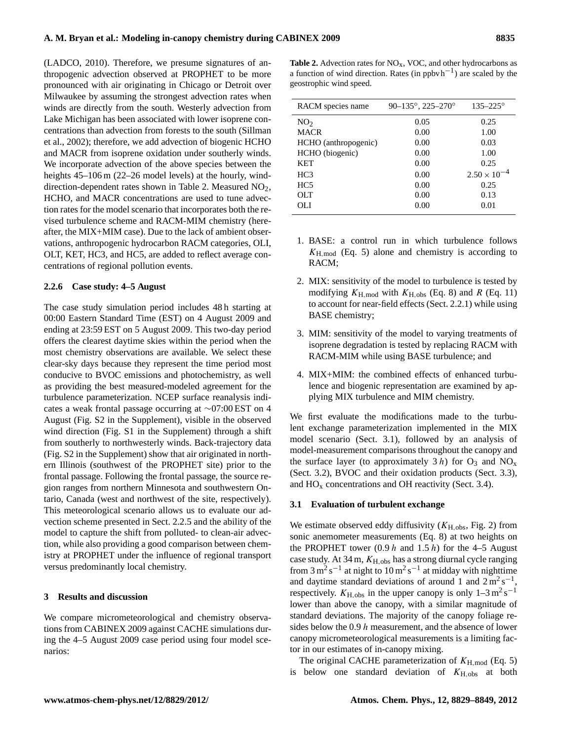(LADCO, 2010). Therefore, we presume signatures of anthropogenic advection observed at PROPHET to be more pronounced with air originating in Chicago or Detroit over Milwaukee by assuming the strongest advection rates when winds are directly from the south. Westerly advection from Lake Michigan has been associated with lower isoprene concentrations than advection from forests to the south (Sillman et al., 2002); therefore, we add advection of biogenic HCHO and MACR from isoprene oxidation under southerly winds. We incorporate advection of the above species between the heights 45–106 m (22–26 model levels) at the hourly, wind-direction-dependent rates shown in Table 2. Measured $NO_2$, HCHO, and MACR concentrations are used to tune advection rates for the model scenario that incorporates both the revised turbulence scheme and RACM-MIM chemistry (hereafter, the MIX+MIM case). Due to the lack of ambient observations, anthropogenic hydrocarbon RACM categories, OLI, OLT, KET, HC3, and HC5, are added to reflect average concentrations of regional pollution events.

**Table 2.** Advection rates for $NO_x$, VOC, and other hydrocarbons as a function of wind direction. Rates (in ppbv $h^{-1}$) are scaled by the geostrophic wind speed.

| RACM species name | 90–135°, 225–270° | 135–225° |
|---|---|---|
| $NO_2$ | 0.05 | 0.25 |
| MACR | 0.00 | 1.00 |
| HCHO (anthropogenic) | 0.00 | 0.03 |
| HCHO (biogenic) | 0.00 | 1.00 |
| KET | 0.00 | 0.25 |
| HC3 | 0.00 | $2.50 \times 10^{-4}$ |
| HC5 | 0.00 | 0.25 |
| OLT | 0.00 | 0.13 |
| OLI | 0.00 | 0.01 |

### 2.2.6 Case study: 4–5 August

The case study simulation period includes 48 h starting at 00:00 Eastern Standard Time (EST) on 4 August 2009 and ending at 23:59 EST on 5 August 2009. This two-day period offers the clearest daytime skies within the period when the most chemistry observations are available. We select these clear-sky days because they represent the time period most conducive to BVOC emissions and photochemistry, as well as providing the best measured-modeled agreement for the turbulence parameterization. NCEP surface reanalysis indicates a weak frontal passage occurring at ∼07:00 EST on 4 August (Fig. S2 in the Supplement), visible in the observed wind direction (Fig. S1 in the Supplement) through a shift from southerly to northwesterly winds. Back-trajectory data (Fig. S2 in the Supplement) show that air originated in northern Illinois (southwest of the PROPHET site) prior to the frontal passage. Following the frontal passage, the source region ranges from northern Minnesota and southwestern Ontario, Canada (west and northwest of the site, respectively). This meteorological scenario allows us to evaluate our advection scheme presented in Sect. 2.2.5 and the ability of the model to capture the shift from polluted- to clean-air advection, while also providing a good comparison between chemistry at PROPHET under the influence of regional transport versus predominantly local chemistry.

## 3 Results and discussion

We compare micrometeorological and chemistry observations from CABINEX 2009 against CACHE simulations during the 4–5 August 2009 case period using four model scenarios:

1. BASE: a control run in which turbulence follows $K_{H,mod}$ (Eq. 5) alone and chemistry is according to RACM;
2. MIX: sensitivity of the model to turbulence is tested by modifying $K_{H,mod}$ with $K_{H,obs}$ (Eq. 8) and $R$ (Eq. 11) to account for near-field effects (Sect. 2.2.1) while using BASE chemistry;
3. MIM: sensitivity of the model to varying treatments of isoprene degradation is tested by replacing RACM with RACM-MIM while using BASE turbulence; and
4. MIX+MIM: the combined effects of enhanced turbulence and biogenic representation are examined by applying MIX turbulence and MIM chemistry.

We first evaluate the modifications made to the turbulent exchange parameterization implemented in the MIX model scenario (Sect. 3.1), followed by an analysis of model-measurement comparisons throughout the canopy and the surface layer (to approximately $3\,h$) for $O_3$ and $NO_x$ (Sect. 3.2), BVOC and their oxidation products (Sect. 3.3), and $HO_x$ concentrations and OH reactivity (Sect. 3.4).

### 3.1 Evaluation of turbulent exchange

We estimate observed eddy diffusivity ($K_{H,obs}$, Fig. 2) from sonic anemometer measurements (Eq. 8) at two heights on the PROPHET tower ($0.9\,h$ and $1.5\,h$) for the 4–5 August case study. At 34 m, $K_{H,obs}$ has a strong diurnal cycle ranging from $3\,m^2\,s^{-1}$ at night to $10\,m^2\,s^{-1}$ at midday with nighttime and daytime standard deviations of around 1 and $2\,m^2\,s^{-1}$, respectively. $K_{H,obs}$ in the upper canopy is only $1–3\,m^2\,s^{-1}$ lower than above the canopy, with a similar magnitude of standard deviations. The majority of the canopy foliage resides below the $0.9\,h$ measurement, and the absence of lower canopy micrometeorological measurements is a limiting factor in our estimates of in-canopy mixing.

The original CACHE parameterization of $K_{H,mod}$ (Eq. 5) is below one standard deviation of $K_{H,obs}$ at both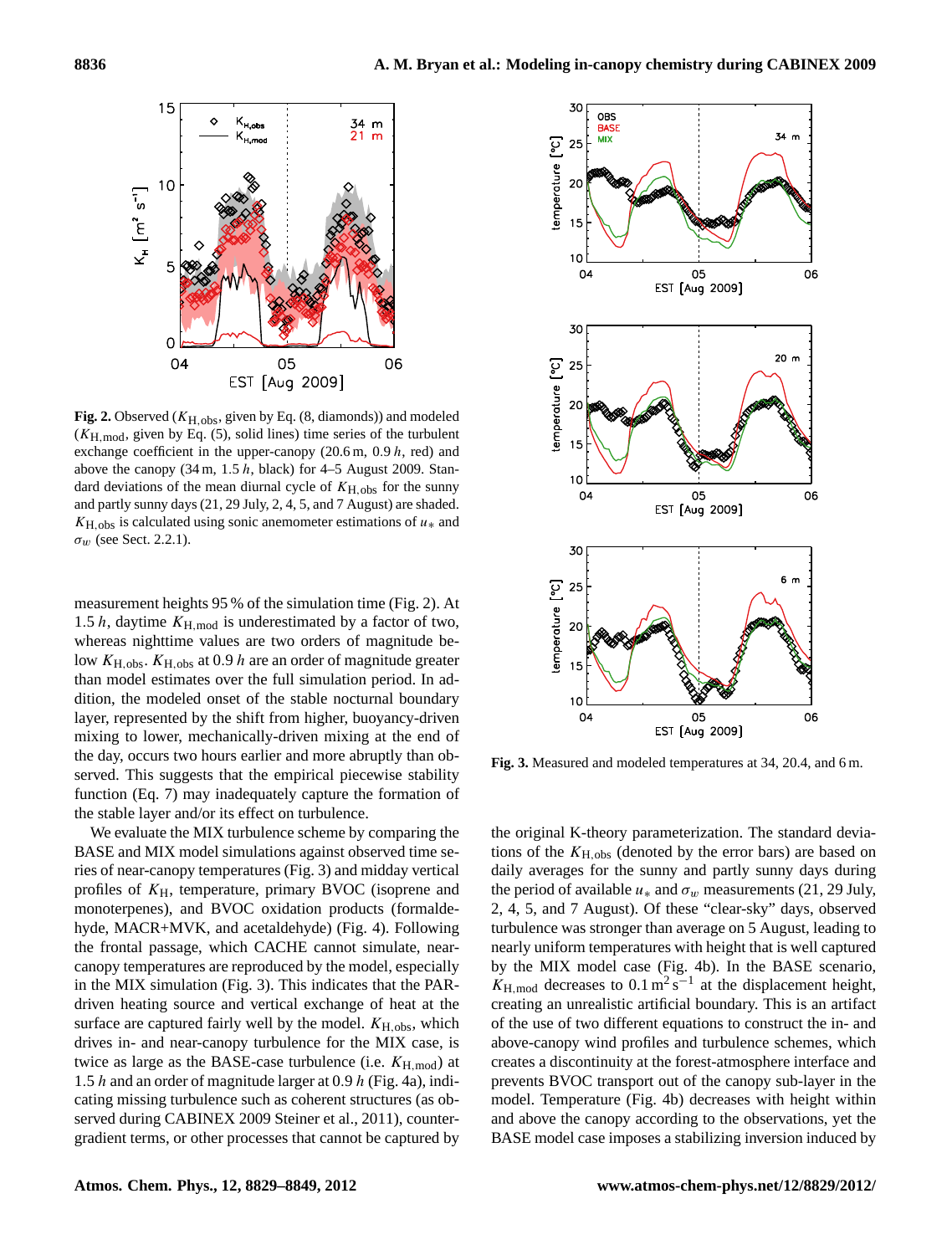**Fig. 2.** Observed ($K_{\mathrm{H,obs}}$, given by Eq. (8, diamonds)) and modeled ($K_{\mathrm{H,mod}}$, given by Eq. (5), solid lines) time series of the turbulent exchange coefficient in the upper-canopy (20.6 m, 0.9 $h$, red) and above the canopy (34 m, 1.5 $h$, black) for 4–5 August 2009. Standard deviations of the mean diurnal cycle of $K_{\mathrm{H,obs}}$ for the sunny and partly sunny days (21, 29 July, 2, 4, 5, and 7 August) are shaded. $K_{\mathrm{H,obs}}$ is calculated using sonic anemometer estimations of $u_*$ and $\sigma_w$ (see Sect. 2.2.1).

**Fig. 3.** Measured and modeled temperatures at 34, 20.4, and 6 m.

measurement heights 95 % of the simulation time (Fig. 2). At 1.5 $h$, daytime $K_{\mathrm{H,mod}}$ is underestimated by a factor of two, whereas nighttime values are two orders of magnitude below $K_{\mathrm{H,obs}}$. $K_{\mathrm{H,obs}}$ at 0.9 $h$ are an order of magnitude greater than model estimates over the full simulation period. In addition, the modeled onset of the stable nocturnal boundary layer, represented by the shift from higher, buoyancy-driven mixing to lower, mechanically-driven mixing at the end of the day, occurs two hours earlier and more abruptly than observed. This suggests that the empirical piecewise stability function (Eq. 7) may inadequately capture the formation of the stable layer and/or its effect on turbulence.

We evaluate the MIX turbulence scheme by comparing the BASE and MIX model simulations against observed time series of near-canopy temperatures (Fig. 3) and midday vertical profiles of $K_{\mathrm{H}}$, temperature, primary BVOC (isoprene and monoterpenes), and BVOC oxidation products (formaldehyde, MACR+MVK, and acetaldehyde) (Fig. 4). Following the frontal passage, which CACHE cannot simulate, near-canopy temperatures are reproduced by the model, especially in the MIX simulation (Fig. 3). This indicates that the PAR-driven heating source and vertical exchange of heat at the surface are captured fairly well by the model. $K_{\mathrm{H,obs}}$, which drives in- and near-canopy turbulence for the MIX case, is twice as large as the BASE-case turbulence (i.e. $K_{\mathrm{H,mod}}$) at 1.5 $h$ and an order of magnitude larger at 0.9 $h$ (Fig. 4a), indicating missing turbulence such as coherent structures (as observed during CABINEX 2009 Steiner et al., 2011), counter-gradient terms, or other processes that cannot be captured by the original K-theory parameterization. The standard deviations of the $K_{\mathrm{H,obs}}$ (denoted by the error bars) are based on daily averages for the sunny and partly sunny days during the period of available $u_*$ and $\sigma_w$ measurements (21, 29 July, 2, 4, 5, and 7 August). Of these "clear-sky" days, observed turbulence was stronger than average on 5 August, leading to nearly uniform temperatures with height that is well captured by the MIX model case (Fig. 4b). In the BASE scenario, $K_{\mathrm{H,mod}}$ decreases to 0.1 $\mathrm{m^2\,s^{-1}}$ at the displacement height, creating an unrealistic artificial boundary. This is an artifact of the use of two different equations to construct the in- and above-canopy wind profiles and turbulence schemes, which creates a discontinuity at the forest-atmosphere interface and prevents BVOC transport out of the canopy sub-layer in the model. Temperature (Fig. 4b) decreases with height within and above the canopy according to the observations, yet the BASE model case imposes a stabilizing inversion induced by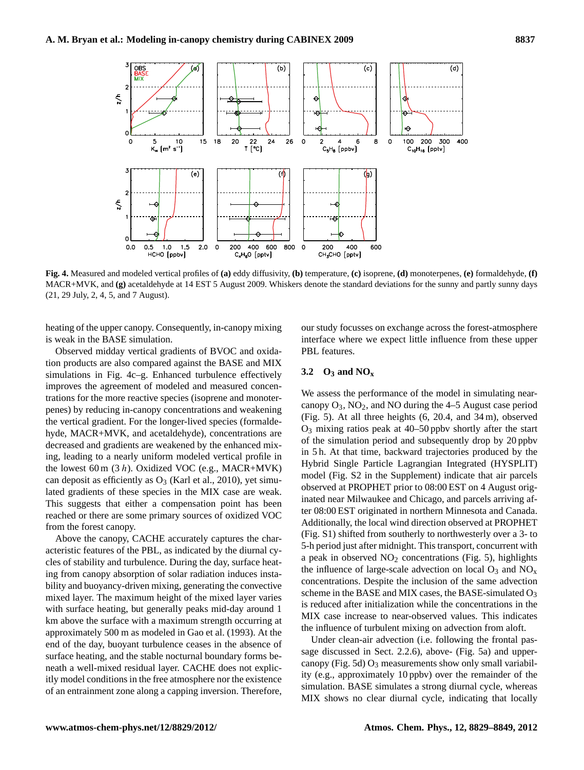**Fig. 4.** Measured and modeled vertical profiles of **(a)** eddy diffusivity, **(b)** temperature, **(c)** isoprene, **(d)** monoterpenes, **(e)** formaldehyde, **(f)** MACR+MVK, and **(g)** acetaldehyde at 14 EST 5 August 2009. Whiskers denote the standard deviations for the sunny and partly sunny days (21, 29 July, 2, 4, 5, and 7 August).

heating of the upper canopy. Consequently, in-canopy mixing is weak in the BASE simulation.

Observed midday vertical gradients of BVOC and oxidation products are also compared against the BASE and MIX simulations in Fig. 4c–g. Enhanced turbulence effectively improves the agreement of modeled and measured concentrations for the more reactive species (isoprene and monoterpenes) by reducing in-canopy concentrations and weakening the vertical gradient. For the longer-lived species (formaldehyde, MACR+MVK, and acetaldehyde), concentrations are decreased and gradients are weakened by the enhanced mixing, leading to a nearly uniform modeled vertical profile in the lowest 60 m (3 $h$). Oxidized VOC (e.g., MACR+MVK) can deposit as efficiently as $O_3$ (Karl et al., 2010), yet simulated gradients of these species in the MIX case are weak. This suggests that either a compensation point has been reached or there are some primary sources of oxidized VOC from the forest canopy.

Above the canopy, CACHE accurately captures the characteristic features of the PBL, as indicated by the diurnal cycles of stability and turbulence. During the day, surface heating from canopy absorption of solar radiation induces instability and buoyancy-driven mixing, generating the convective mixed layer. The maximum height of the mixed layer varies with surface heating, but generally peaks mid-day around 1 km above the surface with a maximum strength occurring at approximately 500 m as modeled in Gao et al. (1993). At the end of the day, buoyant turbulence ceases in the absence of surface heating, and the stable nocturnal boundary forms beneath a well-mixed residual layer. CACHE does not explicitly model conditions in the free atmosphere nor the existence of an entrainment zone along a capping inversion. Therefore, our study focusses on exchange across the forest-atmosphere interface where we expect little influence from these upper PBL features.

### 3.2 $O_3$ and $NO_x$

We assess the performance of the model in simulating near-canopy $O_3$, $NO_2$, and NO during the 4–5 August case period (Fig. 5). At all three heights (6, 20.4, and 34 m), observed $O_3$ mixing ratios peak at 40–50 ppbv shortly after the start of the simulation period and subsequently drop by 20 ppbv in 5 h. At that time, backward trajectories produced by the Hybrid Single Particle Lagrangian Integrated (HYSPLIT) model (Fig. S2 in the Supplement) indicate that air parcels observed at PROPHET prior to 08:00 EST on 4 August originated near Milwaukee and Chicago, and parcels arriving after 08:00 EST originated in northern Minnesota and Canada. Additionally, the local wind direction observed at PROPHET (Fig. S1) shifted from southerly to northwesterly over a 3- to 5-h period just after midnight. This transport, concurrent with a peak in observed $NO_2$ concentrations (Fig. 5), highlights the influence of large-scale advection on local $O_3$ and $NO_x$ concentrations. Despite the inclusion of the same advection scheme in the BASE and MIX cases, the BASE-simulated $O_3$ is reduced after initialization while the concentrations in the MIX case increase to near-observed values. This indicates the influence of turbulent mixing on advection from aloft.

Under clean-air advection (i.e. following the frontal passage discussed in Sect. 2.2.6), above- (Fig. 5a) and upper-canopy (Fig. 5d) $O_3$ measurements show only small variability (e.g., approximately 10 ppbv) over the remainder of the simulation. BASE simulates a strong diurnal cycle, whereas MIX shows no clear diurnal cycle, indicating that locally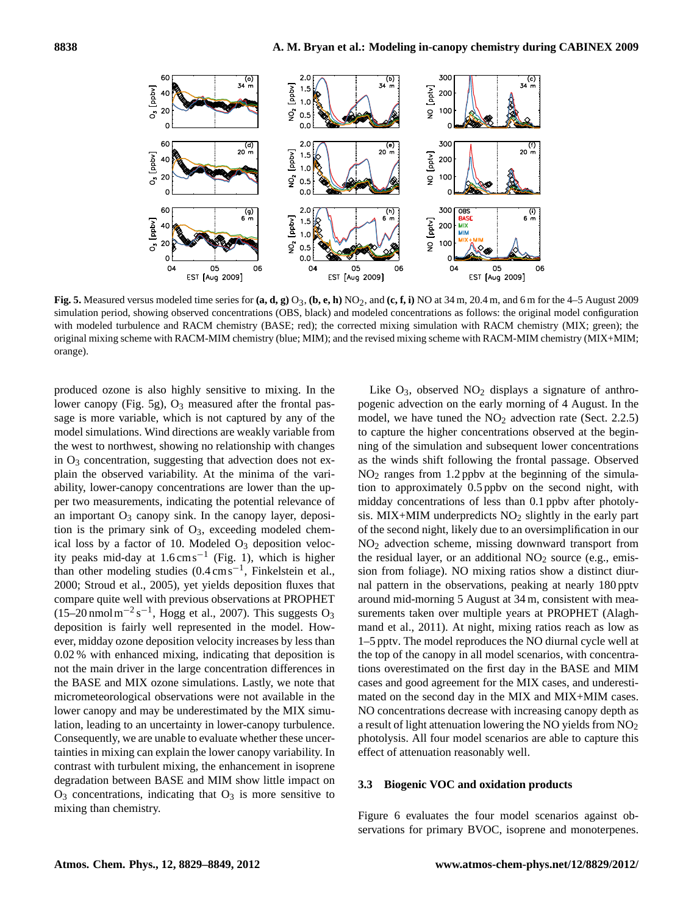**Fig. 5.** Measured versus modeled time series for **(a, d, g)** $O_3$, **(b, e, h)** $NO_2$, and **(c, f, i)** NO at 34 m, 20.4 m, and 6 m for the 4–5 August 2009 simulation period, showing observed concentrations (OBS, black) and modeled concentrations as follows: the original model configuration with modeled turbulence and RACM chemistry (BASE; red); the corrected mixing simulation with RACM chemistry (MIX; green); the original mixing scheme with RACM-MIM chemistry (blue; MIM); and the revised mixing scheme with RACM-MIM chemistry (MIX+MIM; orange).

produced ozone is also highly sensitive to mixing. In the lower canopy (Fig. 5g), $O_3$ measured after the frontal passage is more variable, which is not captured by any of the model simulations. Wind directions are weakly variable from the west to northwest, showing no relationship with changes in $O_3$ concentration, suggesting that advection does not explain the observed variability. At the minima of the variability, lower-canopy concentrations are lower than the upper two measurements, indicating the potential relevance of an important $O_3$ canopy sink. In the canopy layer, deposition is the primary sink of $O_3$, exceeding modeled chemical loss by a factor of 10. Modeled $O_3$ deposition velocity peaks mid-day at $1.6\,\mathrm{cm\,s^{-1}}$ (Fig. 1), which is higher than other modeling studies ($0.4\,\mathrm{cm\,s^{-1}}$, Finkelstein et al., 2000; Stroud et al., 2005), yet yields deposition fluxes that compare quite well with previous observations at PROPHET (15–20 $\mathrm{nmol\,m^{-2}\,s^{-1}}$, Hogg et al., 2007). This suggests $O_3$ deposition is fairly well represented in the model. However, midday ozone deposition velocity increases by less than 0.02 % with enhanced mixing, indicating that deposition is not the main driver in the large concentration differences in the BASE and MIX ozone simulations. Lastly, we note that micrometeorological observations were not available in the lower canopy and may be underestimated by the MIX simulation, leading to an uncertainty in lower-canopy turbulence. Consequently, we are unable to evaluate whether these uncertainties in mixing can explain the lower canopy variability. In contrast with turbulent mixing, the enhancement in isoprene degradation between BASE and MIM show little impact on $O_3$ concentrations, indicating that $O_3$ is more sensitive to mixing than chemistry.

Like $O_3$, observed $NO_2$ displays a signature of anthropogenic advection on the early morning of 4 August. In the model, we have tuned the $NO_2$ advection rate (Sect. 2.2.5) to capture the higher concentrations observed at the beginning of the simulation and subsequent lower concentrations as the winds shift following the frontal passage. Observed $NO_2$ ranges from 1.2 ppbv at the beginning of the simulation to approximately 0.5 ppbv on the second night, with midday concentrations of less than 0.1 ppbv after photolysis. MIX+MIM underpredicts $NO_2$ slightly in the early part of the second night, likely due to an oversimplification in our $NO_2$ advection scheme, missing downward transport from the residual layer, or an additional $NO_2$ source (e.g., emission from foliage). NO mixing ratios show a distinct diurnal pattern in the observations, peaking at nearly 180 pptv around mid-morning 5 August at 34 m, consistent with measurements taken over multiple years at PROPHET (Alaghmand et al., 2011). At night, mixing ratios reach as low as 1–5 pptv. The model reproduces the NO diurnal cycle well at the top of the canopy in all model scenarios, with concentrations overestimated on the first day in the BASE and MIM cases and good agreement for the MIX cases, and underestimated on the second day in the MIX and MIX+MIM cases. NO concentrations decrease with increasing canopy depth as a result of light attenuation lowering the NO yields from $NO_2$ photolysis. All four model scenarios are able to capture this effect of attenuation reasonably well.

### 3.3 Biogenic VOC and oxidation products

Figure 6 evaluates the four model scenarios against observations for primary BVOC, isoprene and monoterpenes.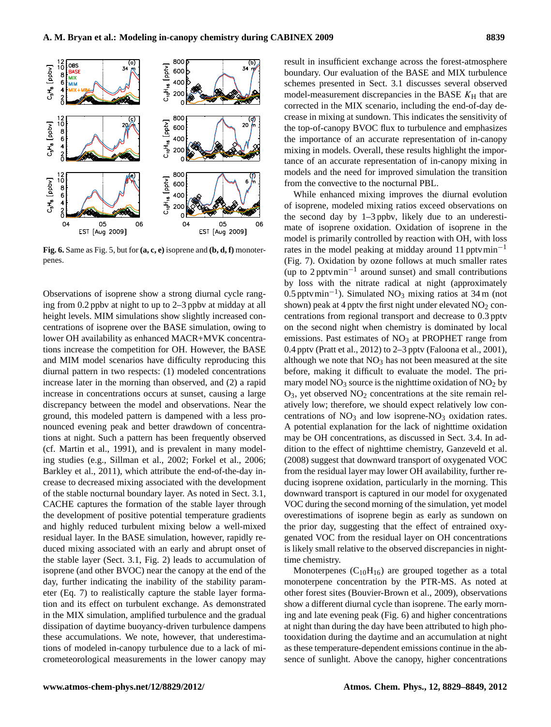Fig. 6. Same as Fig. 5, but for **(a, c, e)** isoprene and **(b, d, f)** monoterpenes.

Observations of isoprene show a strong diurnal cycle ranging from 0.2 ppbv at night to up to 2–3 ppbv at midday at all height levels. MIM simulations show slightly increased concentrations of isoprene over the BASE simulation, owing to lower OH availability as enhanced MACR+MVK concentrations increase the competition for OH. However, the BASE and MIM model scenarios have difficulty reproducing this diurnal pattern in two respects: (1) modeled concentrations increase later in the morning than observed, and (2) a rapid increase in concentrations occurs at sunset, causing a large discrepancy between the model and observations. Near the ground, this modeled pattern is dampened with a less pronounced evening peak and better drawdown of concentrations at night. Such a pattern has been frequently observed (cf. Martin et al., 1991), and is prevalent in many modeling studies (e.g., Sillman et al., 2002; Forkel et al., 2006; Barkley et al., 2011), which attribute the end-of-the-day increase to decreased mixing associated with the development of the stable nocturnal boundary layer. As noted in Sect. 3.1, CACHE captures the formation of the stable layer through the development of positive potential temperature gradients and highly reduced turbulent mixing below a well-mixed residual layer. In the BASE simulation, however, rapidly reduced mixing associated with an early and abrupt onset of the stable layer (Sect. 3.1, Fig. 2) leads to accumulation of isoprene (and other BVOC) near the canopy at the end of the day, further indicating the inability of the stability parameter (Eq. 7) to realistically capture the stable layer formation and its effect on turbulent exchange. As demonstrated in the MIX simulation, amplified turbulence and the gradual dissipation of daytime buoyancy-driven turbulence dampens these accumulations. We note, however, that underestimations of modeled in-canopy turbulence due to a lack of micrometeorological measurements in the lower canopy may result in insufficient exchange across the forest-atmosphere boundary. Our evaluation of the BASE and MIX turbulence schemes presented in Sect. 3.1 discusses several observed model-measurement discrepancies in the BASE $K_H$ that are corrected in the MIX scenario, including the end-of-day decrease in mixing at sundown. This indicates the sensitivity of the top-of-canopy BVOC flux to turbulence and emphasizes the importance of an accurate representation of in-canopy mixing in models. Overall, these results highlight the importance of an accurate representation of in-canopy mixing in models and the need for improved simulation the transition from the convective to the nocturnal PBL.

While enhanced mixing improves the diurnal evolution of isoprene, modeled mixing ratios exceed observations on the second day by 1–3 ppbv, likely due to an underestimate of isoprene oxidation. Oxidation of isoprene in the model is primarily controlled by reaction with OH, with loss rates in the model peaking at midday around 11 pptv min$^{-1}$ (Fig. 7). Oxidation by ozone follows at much smaller rates (up to 2 pptv min$^{-1}$ around sunset) and small contributions by loss with the nitrate radical at night (approximately 0.5 pptv min$^{-1}$). Simulated $NO_3$ mixing ratios at 34 m (not shown) peak at 4 pptv the first night under elevated $NO_2$ concentrations from regional transport and decrease to 0.3 pptv on the second night when chemistry is dominated by local emissions. Past estimates of $NO_3$ at PROPHET range from 0.4 pptv (Pratt et al., 2012) to 2–3 pptv (Faloona et al., 2001), although we note that $NO_3$ has not been measured at the site before, making it difficult to evaluate the model. The primary model $NO_3$ source is the nighttime oxidation of $NO_2$ by $O_3$, yet observed $NO_2$ concentrations at the site remain relatively low; therefore, we should expect relatively low concentrations of $NO_3$ and low isoprene-$NO_3$ oxidation rates. A potential explanation for the lack of nighttime oxidation may be OH concentrations, as discussed in Sect. 3.4. In addition to the effect of nighttime chemistry, Ganzeveld et al. (2008) suggest that downward transport of oxygenated VOC from the residual layer may lower OH availability, further reducing isoprene oxidation, particularly in the morning. This downward transport is captured in our model for oxygenated VOC during the second morning of the simulation, yet model overestimations of isoprene begin as early as sundown on the prior day, suggesting that the effect of entrained oxygenated VOC from the residual layer on OH concentrations is likely small relative to the observed discrepancies in nighttime chemistry.

Monoterpenes ($C_{10}H_{16}$) are grouped together as a total monoterpene concentration by the PTR-MS. As noted at other forest sites (Bouvier-Brown et al., 2009), observations show a different diurnal cycle than isoprene. The early morning and late evening peak (Fig. 6) and higher concentrations at night than during the day have been attributed to high photooxidation during the daytime and an accumulation at night as these temperature-dependent emissions continue in the absence of sunlight. Above the canopy, higher concentrations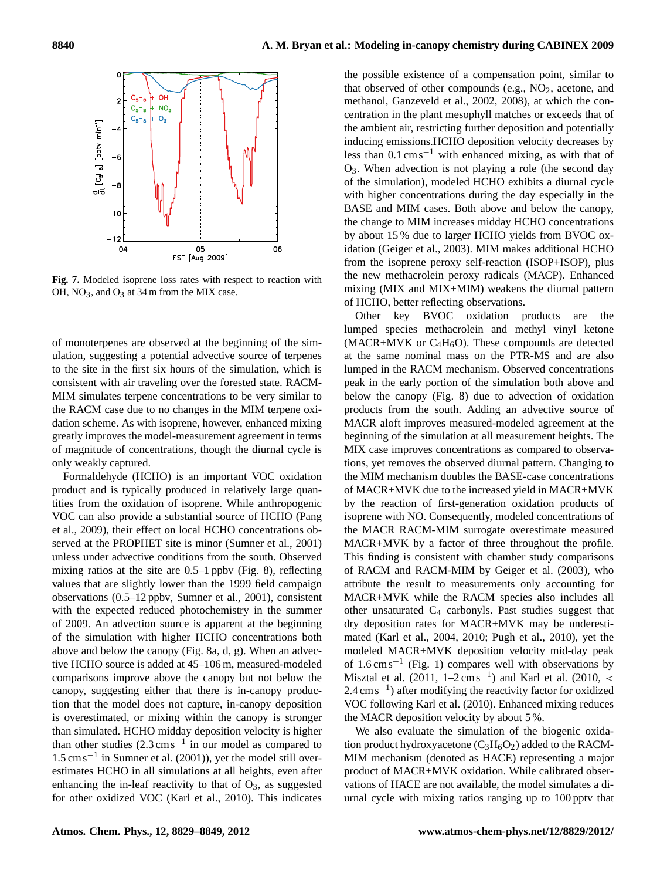**Fig. 7.** Modeled isoprene loss rates with respect to reaction with OH, $NO_3$, and $O_3$ at 34 m from the MIX case.

of monoterpenes are observed at the beginning of the simulation, suggesting a potential advective source of terpenes to the site in the first six hours of the simulation, which is consistent with air traveling over the forested state. RACM-MIM simulates terpene concentrations to be very similar to the RACM case due to no changes in the MIM terpene oxidation scheme. As with isoprene, however, enhanced mixing greatly improves the model-measurement agreement in terms of magnitude of concentrations, though the diurnal cycle is only weakly captured.

Formaldehyde (HCHO) is an important VOC oxidation product and is typically produced in relatively large quantities from the oxidation of isoprene. While anthropogenic VOC can also provide a substantial source of HCHO (Pang et al., 2009), their effect on local HCHO concentrations observed at the PROPHET site is minor (Sumner et al., 2001) unless under advective conditions from the south. Observed mixing ratios at the site are 0.5–1 ppbv (Fig. 8), reflecting values that are slightly lower than the 1999 field campaign observations (0.5–12 ppbv, Sumner et al., 2001), consistent with the expected reduced photochemistry in the summer of 2009. An advection source is apparent at the beginning of the simulation with higher HCHO concentrations both above and below the canopy (Fig. 8a, d, g). When an advective HCHO source is added at 45–106 m, measured-modeled comparisons improve above the canopy but not below the canopy, suggesting either that there is in-canopy production that the model does not capture, in-canopy deposition is overestimated, or mixing within the canopy is stronger than simulated. HCHO midday deposition velocity is higher than other studies ($2.3\,\mathrm{cm\,s^{-1}}$ in our model as compared to $1.5\,\mathrm{cm\,s^{-1}}$ in Sumner et al. (2001)), yet the model still overestimates HCHO in all simulations at all heights, even after enhancing the in-leaf reactivity to that of $O_3$, as suggested for other oxidized VOC (Karl et al., 2010). This indicates the possible existence of a compensation point, similar to that observed of other compounds (e.g., $NO_2$, acetone, and methanol, Ganzeveld et al., 2002, 2008), at which the concentration in the plant mesophyll matches or exceeds that of the ambient air, restricting further deposition and potentially inducing emissions.HCHO deposition velocity decreases by less than $0.1\,\mathrm{cm\,s^{-1}}$ with enhanced mixing, as with that of $O_3$. When advection is not playing a role (the second day of the simulation), modeled HCHO exhibits a diurnal cycle with higher concentrations during the day especially in the BASE and MIM cases. Both above and below the canopy, the change to MIM increases midday HCHO concentrations by about 15 % due to larger HCHO yields from BVOC oxidation (Geiger et al., 2003). MIM makes additional HCHO from the isoprene peroxy self-reaction (ISOP+ISOP), plus the new methacrolein peroxy radicals (MACP). Enhanced mixing (MIX and MIX+MIM) weakens the diurnal pattern of HCHO, better reflecting observations.

Other key BVOC oxidation products are the lumped species methacrolein and methyl vinyl ketone (MACR+MVK or $C_4H_6O$). These compounds are detected at the same nominal mass on the PTR-MS and are also lumped in the RACM mechanism. Observed concentrations peak in the early portion of the simulation both above and below the canopy (Fig. 8) due to advection of oxidation products from the south. Adding an advective source of MACR aloft improves measured-modeled agreement at the beginning of the simulation at all measurement heights. The MIX case improves concentrations as compared to observations, yet removes the observed diurnal pattern. Changing to the MIM mechanism doubles the BASE-case concentrations of MACR+MVK due to the increased yield in MACR+MVK by the reaction of first-generation oxidation products of isoprene with NO. Consequently, modeled concentrations of the MACR RACM-MIM surrogate overestimate measured MACR+MVK by a factor of three throughout the profile. This finding is consistent with chamber study comparisons of RACM and RACM-MIM by Geiger et al. (2003), who attribute the result to measurements only accounting for MACR+MVK while the RACM species also includes all other unsaturated $C_4$ carbonyls. Past studies suggest that dry deposition rates for MACR+MVK may be underestimated (Karl et al., 2004, 2010; Pugh et al., 2010), yet the modeled MACR+MVK deposition velocity mid-day peak of $1.6\,\mathrm{cm\,s^{-1}}$ (Fig. 1) compares well with observations by Misztal et al. (2011, 1–2 $\mathrm{cm\,s^{-1}}$) and Karl et al. (2010, $<2.4\,\mathrm{cm\,s^{-1}}$) after modifying the reactivity factor for oxidized VOC following Karl et al. (2010). Enhanced mixing reduces the MACR deposition velocity by about 5 %.

We also evaluate the simulation of the biogenic oxidation product hydroxyacetone ($C_3H_6O_2$) added to the RACM-MIM mechanism (denoted as HACE) representing a major product of MACR+MVK oxidation. While calibrated observations of HACE are not available, the model simulates a diurnal cycle with mixing ratios ranging up to 100 pptv that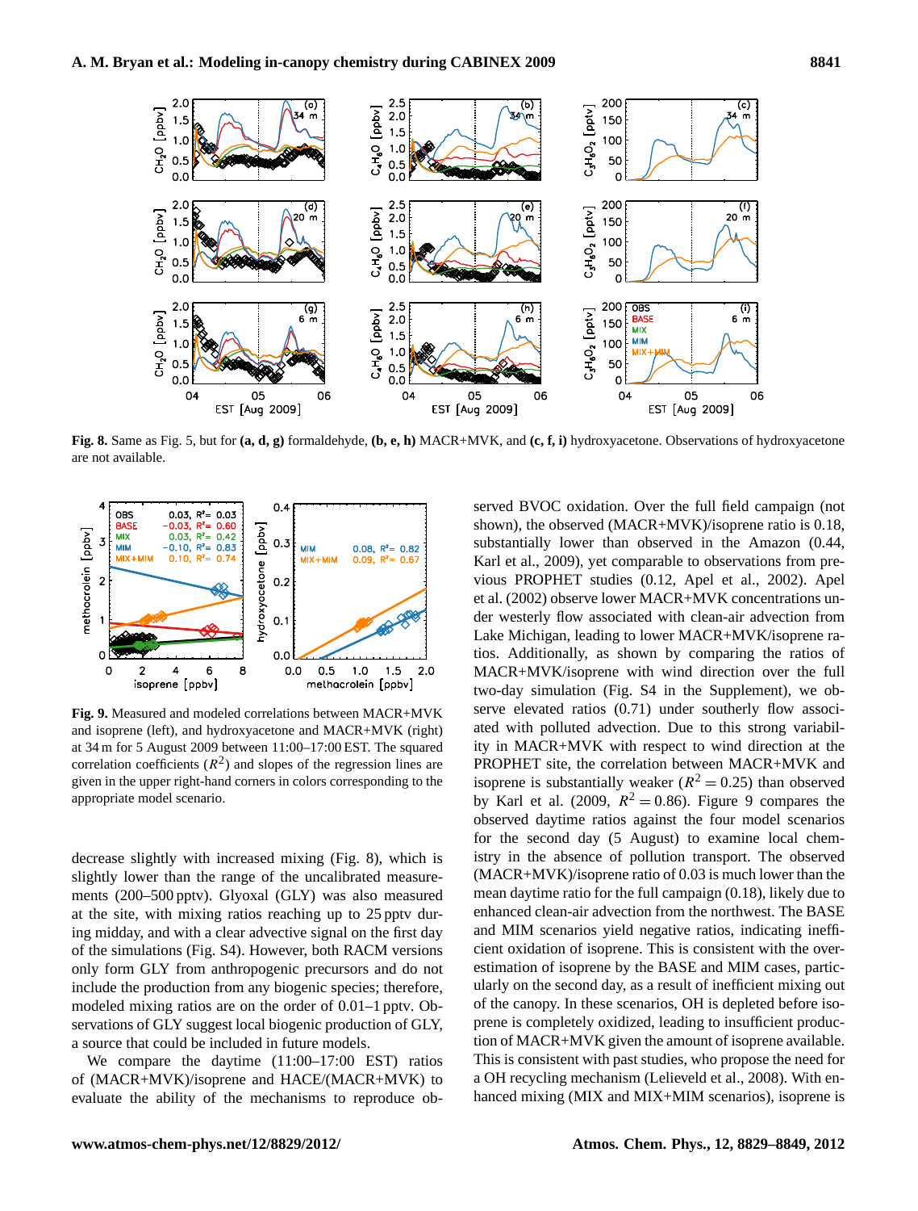**Fig. 8.** Same as Fig. 5, but for **(a, d, g)** formaldehyde, **(b, e, h)** MACR+MVK, and **(c, f, i)** hydroxyacetone. Observations of hydroxyacetone are not available.

**Fig. 9.** Measured and modeled correlations between MACR+MVK and isoprene (left), and hydroxyacetone and MACR+MVK (right) at 34 m for 5 August 2009 between 11:00–17:00 EST. The squared correlation coefficients ($R^2$) and slopes of the regression lines are given in the upper right-hand corners in colors corresponding to the appropriate model scenario.

decrease slightly with increased mixing (Fig. 8), which is slightly lower than the range of the uncalibrated measurements (200–500 pptv). Glyoxal (GLY) was also measured at the site, with mixing ratios reaching up to 25 pptv during midday, and with a clear advective signal on the first day of the simulations (Fig. S4). However, both RACM versions only form GLY from anthropogenic precursors and do not include the production from any biogenic species; therefore, modeled mixing ratios are on the order of 0.01–1 pptv. Observations of GLY suggest local biogenic production of GLY, a source that could be included in future models.

We compare the daytime (11:00–17:00 EST) ratios of (MACR+MVK)/isoprene and HACE/(MACR+MVK) to evaluate the ability of the mechanisms to reproduce observed BVOC oxidation. Over the full field campaign (not shown), the observed (MACR+MVK)/isoprene ratio is 0.18, substantially lower than observed in the Amazon (0.44, Karl et al., 2009), yet comparable to observations from previous PROPHET studies (0.12, Apel et al., 2002). Apel et al. (2002) observe lower MACR+MVK concentrations under westerly flow associated with clean-air advection from Lake Michigan, leading to lower MACR+MVK/isoprene ratios. Additionally, as shown by comparing the ratios of MACR+MVK/isoprene with wind direction over the full two-day simulation (Fig. S4 in the Supplement), we observe elevated ratios (0.71) under southerly flow associated with polluted advection. Due to this strong variability in MACR+MVK with respect to wind direction at the PROPHET site, the correlation between MACR+MVK and isoprene is substantially weaker ($R^2 = 0.25$) than observed by Karl et al. (2009, $R^2 = 0.86$). Figure 9 compares the observed daytime ratios against the four model scenarios for the second day (5 August) to examine local chemistry in the absence of pollution transport. The observed (MACR+MVK)/isoprene ratio of 0.03 is much lower than the mean daytime ratio for the full campaign (0.18), likely due to enhanced clean-air advection from the northwest. The BASE and MIM scenarios yield negative ratios, indicating inefficient oxidation of isoprene. This is consistent with the overestimation of isoprene by the BASE and MIM cases, particularly on the second day, as a result of inefficient mixing out of the canopy. In these scenarios, OH is depleted before isoprene is completely oxidized, leading to insufficient production of MACR+MVK given the amount of isoprene available. This is consistent with past studies, who propose the need for a OH recycling mechanism (Lelieveld et al., 2008). With enhanced mixing (MIX and MIX+MIM scenarios), isoprene is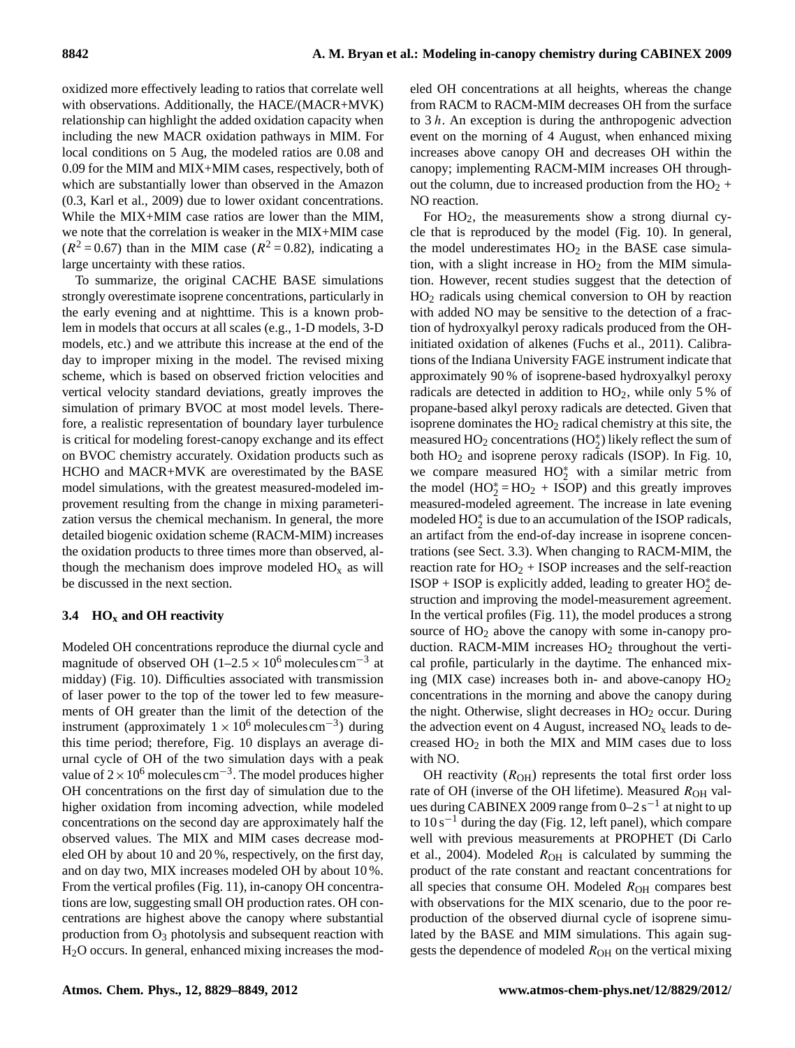oxidized more effectively leading to ratios that correlate well with observations. Additionally, the HACE/(MACR+MVK) relationship can highlight the added oxidation capacity when including the new MACR oxidation pathways in MIM. For local conditions on 5 Aug, the modeled ratios are 0.08 and 0.09 for the MIM and MIX+MIM cases, respectively, both of which are substantially lower than observed in the Amazon (0.3, Karl et al., 2009) due to lower oxidant concentrations. While the MIX+MIM case ratios are lower than the MIM, we note that the correlation is weaker in the MIX+MIM case ($R^2 = 0.67$) than in the MIM case ($R^2 = 0.82$), indicating a large uncertainty with these ratios.

To summarize, the original CACHE BASE simulations strongly overestimate isoprene concentrations, particularly in the early evening and at nighttime. This is a known problem in models that occurs at all scales (e.g., 1-D models, 3-D models, etc.) and we attribute this increase at the end of the day to improper mixing in the model. The revised mixing scheme, which is based on observed friction velocities and vertical velocity standard deviations, greatly improves the simulation of primary BVOC at most model levels. Therefore, a realistic representation of boundary layer turbulence is critical for modeling forest-canopy exchange and its effect on BVOC chemistry accurately. Oxidation products such as HCHO and MACR+MVK are overestimated by the BASE model simulations, with the greatest measured-modeled improvement resulting from the change in mixing parameterization versus the chemical mechanism. In general, the more detailed biogenic oxidation scheme (RACM-MIM) increases the oxidation products to three times more than observed, although the mechanism does improve modeled $HO_x$ as will be discussed in the next section.

### 3.4 $HO_x$ and OH reactivity

Modeled OH concentrations reproduce the diurnal cycle and magnitude of observed OH ($1–2.5 \times 10^6$ molecules cm$^{-3}$ at midday) (Fig. 10). Difficulties associated with transmission of laser power to the top of the tower led to few measurements of OH greater than the limit of the detection of the instrument (approximately $1 \times 10^6$ molecules cm$^{-3}$) during this time period; therefore, Fig. 10 displays an average diurnal cycle of OH of the two simulation days with a peak value of $2 \times 10^6$ molecules cm$^{-3}$. The model produces higher OH concentrations on the first day of simulation due to the higher oxidation from incoming advection, while modeled concentrations on the second day are approximately half the observed values. The MIX and MIM cases decrease modeled OH by about 10 and 20 %, respectively, on the first day, and on day two, MIX increases modeled OH by about 10 %. From the vertical profiles (Fig. 11), in-canopy OH concentrations are low, suggesting small OH production rates. OH concentrations are highest above the canopy where substantial production from $O_3$ photolysis and subsequent reaction with $H_2O$ occurs. In general, enhanced mixing increases the modeled OH concentrations at all heights, whereas the change from RACM to RACM-MIM decreases OH from the surface to 3 $h$. An exception is during the anthropogenic advection event on the morning of 4 August, when enhanced mixing increases above canopy OH and decreases OH within the canopy; implementing RACM-MIM increases OH throughout the column, due to increased production from the $HO_2$ + NO reaction.

For $HO_2$, the measurements show a strong diurnal cycle that is reproduced by the model (Fig. 10). In general, the model underestimates $HO_2$ in the BASE case simulation, with a slight increase in $HO_2$ from the MIM simulation. However, recent studies suggest that the detection of $HO_2$ radicals using chemical conversion to OH by reaction with added NO may be sensitive to the detection of a fraction of hydroxyalkyl peroxy radicals produced from the OH-initiated oxidation of alkenes (Fuchs et al., 2011). Calibrations of the Indiana University FAGE instrument indicate that approximately 90 % of isoprene-based hydroxyalkyl peroxy radicals are detected in addition to $HO_2$, while only 5 % of propane-based alkyl peroxy radicals are detected. Given that isoprene dominates the $HO_2$ radical chemistry at this site, the measured $HO_2$ concentrations ($HO_2^*$) likely reflect the sum of both $HO_2$ and isoprene peroxy radicals (ISOP). In Fig. 10, we compare measured $HO_2^*$ with a similar metric from the model ($HO_2^* = HO_2$ + ISOP) and this greatly improves measured-modeled agreement. The increase in late evening modeled $HO_2^*$ is due to an accumulation of the ISOP radicals, an artifact from the end-of-day increase in isoprene concentrations (see Sect. 3.3). When changing to RACM-MIM, the reaction rate for $HO_2$ + ISOP increases and the self-reaction ISOP + ISOP is explicitly added, leading to greater $HO_2^*$ destruction and improving the model-measurement agreement. In the vertical profiles (Fig. 11), the model produces a strong source of $HO_2$ above the canopy with some in-canopy production. RACM-MIM increases $HO_2$ throughout the vertical profile, particularly in the daytime. The enhanced mixing (MIX case) increases both in- and above-canopy $HO_2$ concentrations in the morning and above the canopy during the night. Otherwise, slight decreases in $HO_2$ occur. During the advection event on 4 August, increased $NO_x$ leads to decreased $HO_2$ in both the MIX and MIM cases due to loss with NO.

OH reactivity ($R_{OH}$) represents the total first order loss rate of OH (inverse of the OH lifetime). Measured $R_{OH}$ values during CABINEX 2009 range from 0–2 s$^{-1}$ at night to up to 10 s$^{-1}$ during the day (Fig. 12, left panel), which compare well with previous measurements at PROPHET (Di Carlo et al., 2004). Modeled $R_{OH}$ is calculated by summing the product of the rate constant and reactant concentrations for all species that consume OH. Modeled $R_{OH}$ compares best with observations for the MIX scenario, due to the poor reproduction of the observed diurnal cycle of isoprene simulated by the BASE and MIM simulations. This again suggests the dependence of modeled $R_{OH}$ on the vertical mixing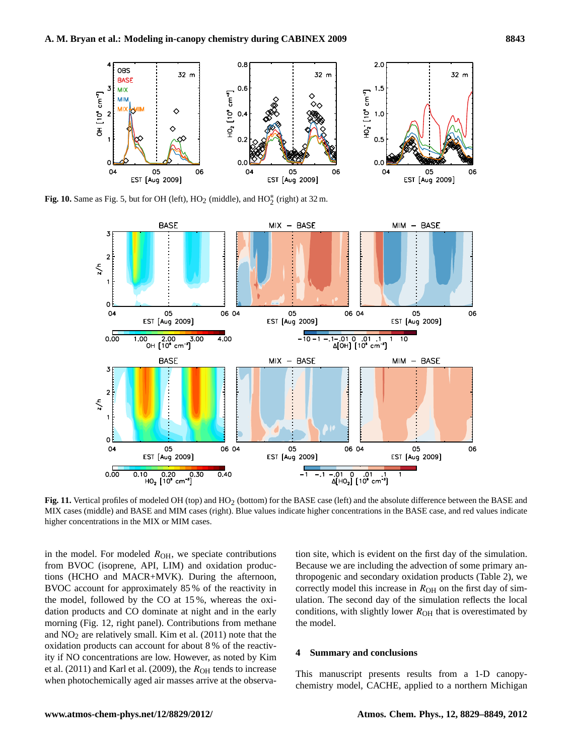**Fig. 10.** Same as Fig. 5, but for OH (left), $HO_2$ (middle), and $HO_2^*$ (right) at 32 m.

**Fig. 11.** Vertical profiles of modeled OH (top) and $HO_2$ (bottom) for the BASE case (left) and the absolute difference between the BASE and MIX cases (middle) and BASE and MIM cases (right). Blue values indicate higher concentrations in the BASE case, and red values indicate higher concentrations in the MIX or MIM cases.

in the model. For modeled $R_{OH}$, we speciate contributions from BVOC (isoprene, API, LIM) and oxidation productions (HCHO and MACR+MVK). During the afternoon, BVOC account for approximately 85 % of the reactivity in the model, followed by the CO at 15 %, whereas the oxidation products and CO dominate at night and in the early morning (Fig. 12, right panel). Contributions from methane and $NO_2$ are relatively small. Kim et al. (2011) note that the oxidation products can account for about 8 % of the reactivity if NO concentrations are low. However, as noted by Kim et al. (2011) and Karl et al. (2009), the $R_{OH}$ tends to increase when photochemically aged air masses arrive at the observation site, which is evident on the first day of the simulation. Because we are including the advection of some primary anthropogenic and secondary oxidation products (Table 2), we correctly model this increase in $R_{OH}$ on the first day of simulation. The second day of the simulation reflects the local conditions, with slightly lower $R_{OH}$ that is overestimated by the model.

## 4 Summary and conclusions

This manuscript presents results from a 1-D canopy-chemistry model, CACHE, applied to a northern Michigan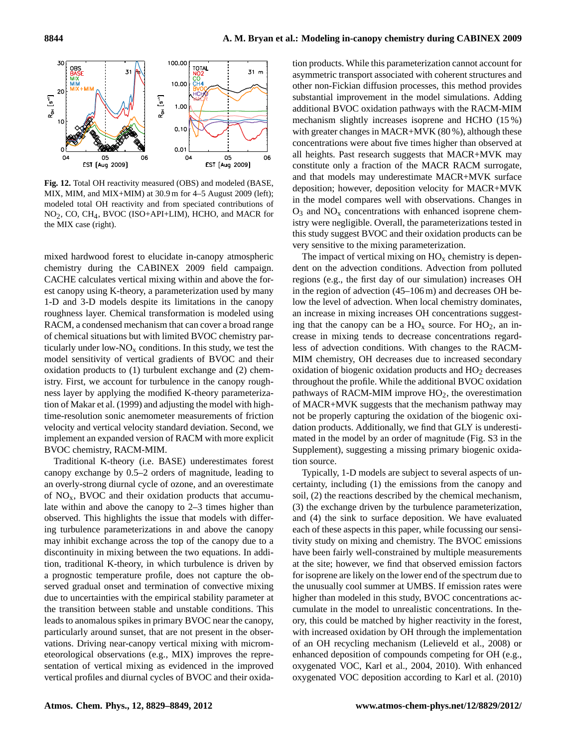**Fig. 12.** Total OH reactivity measured (OBS) and modeled (BASE, MIX, MIM, and MIX+MIM) at 30.9 m for 4–5 August 2009 (left); modeled total OH reactivity and from speciated contributions of $NO_2$, CO, $CH_4$, BVOC (ISO+API+LIM), HCHO, and MACR for the MIX case (right).

mixed hardwood forest to elucidate in-canopy atmospheric chemistry during the CABINEX 2009 field campaign. CACHE calculates vertical mixing within and above the forest canopy using K-theory, a parameterization used by many 1-D and 3-D models despite its limitations in the canopy roughness layer. Chemical transformation is modeled using RACM, a condensed mechanism that can cover a broad range of chemical situations but with limited BVOC chemistry particularly under low-$NO_x$ conditions. In this study, we test the model sensitivity of vertical gradients of BVOC and their oxidation products to (1) turbulent exchange and (2) chemistry. First, we account for turbulence in the canopy roughness layer by applying the modified K-theory parameterization of Makar et al. (1999) and adjusting the model with high-time-resolution sonic anemometer measurements of friction velocity and vertical velocity standard deviation. Second, we implement an expanded version of RACM with more explicit BVOC chemistry, RACM-MIM.

Traditional K-theory (i.e. BASE) underestimates forest canopy exchange by 0.5–2 orders of magnitude, leading to an overly-strong diurnal cycle of ozone, and an overestimate of $NO_x$, BVOC and their oxidation products that accumulate within and above the canopy to 2–3 times higher than observed. This highlights the issue that models with differing turbulence parameterizations in and above the canopy may inhibit exchange across the top of the canopy due to a discontinuity in mixing between the two equations. In addition, traditional K-theory, in which turbulence is driven by a prognostic temperature profile, does not capture the observed gradual onset and termination of convective mixing due to uncertainties with the empirical stability parameter at the transition between stable and unstable conditions. This leads to anomalous spikes in primary BVOC near the canopy, particularly around sunset, that are not present in the observations. Driving near-canopy vertical mixing with micrometeorological observations (e.g., MIX) improves the representation of vertical mixing as evidenced in the improved vertical profiles and diurnal cycles of BVOC and their oxidation products. While this parameterization cannot account for asymmetric transport associated with coherent structures and other non-Fickian diffusion processes, this method provides substantial improvement in the model simulations. Adding additional BVOC oxidation pathways with the RACM-MIM mechanism slightly increases isoprene and HCHO (15 %) with greater changes in MACR+MVK (80 %), although these concentrations were about five times higher than observed at all heights. Past research suggests that MACR+MVK may constitute only a fraction of the MACR RACM surrogate, and that models may underestimate MACR+MVK surface deposition; however, deposition velocity for MACR+MVK in the model compares well with observations. Changes in $O_3$ and $NO_x$ concentrations with enhanced isoprene chemistry were negligible. Overall, the parameterizations tested in this study suggest BVOC and their oxidation products can be very sensitive to the mixing parameterization.

The impact of vertical mixing on $HO_x$ chemistry is dependent on the advection conditions. Advection from polluted regions (e.g., the first day of our simulation) increases OH in the region of advection (45–106 m) and decreases OH below the level of advection. When local chemistry dominates, an increase in mixing increases OH concentrations suggesting that the canopy can be a $HO_x$ source. For $HO_2$, an increase in mixing tends to decrease concentrations regardless of advection conditions. With changes to the RACM-MIM chemistry, OH decreases due to increased secondary oxidation of biogenic oxidation products and $HO_2$ decreases throughout the profile. While the additional BVOC oxidation pathways of RACM-MIM improve $HO_2$, the overestimation of MACR+MVK suggests that the mechanism pathway may not be properly capturing the oxidation of the biogenic oxidation products. Additionally, we find that GLY is underestimated in the model by an order of magnitude (Fig. S3 in the Supplement), suggesting a missing primary biogenic oxidation source.

Typically, 1-D models are subject to several aspects of uncertainty, including (1) the emissions from the canopy and soil, (2) the reactions described by the chemical mechanism, (3) the exchange driven by the turbulence parameterization, and (4) the sink to surface deposition. We have evaluated each of these aspects in this paper, while focussing our sensitivity study on mixing and chemistry. The BVOC emissions have been fairly well-constrained by multiple measurements at the site; however, we find that observed emission factors for isoprene are likely on the lower end of the spectrum due to the unusually cool summer at UMBS. If emission rates were higher than modeled in this study, BVOC concentrations accumulate in the model to unrealistic concentrations. In theory, this could be matched by higher reactivity in the forest, with increased oxidation by OH through the implementation of an OH recycling mechanism (Lelieveld et al., 2008) or enhanced deposition of compounds competing for OH (e.g., oxygenated VOC, Karl et al., 2004, 2010). With enhanced oxygenated VOC deposition according to Karl et al. (2010)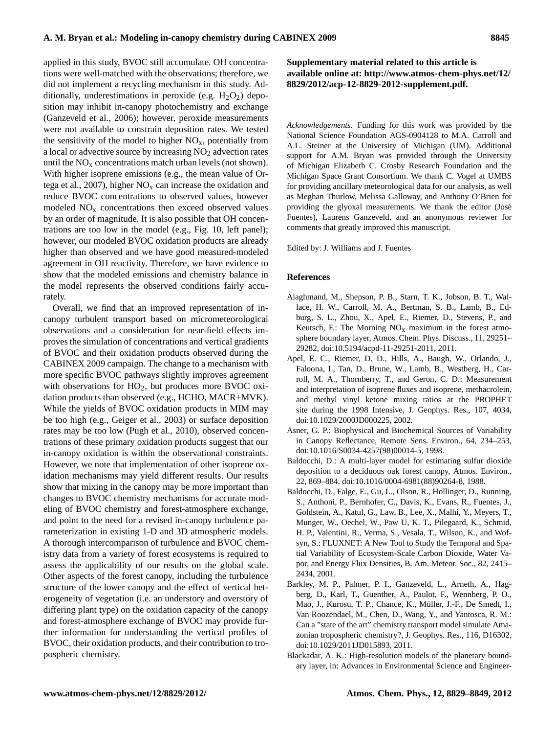applied in this study, BVOC still accumulate. OH concentrations were well-matched with the observations; therefore, we did not implement a recycling mechanism in this study. Additionally, underestimations in peroxide (e.g. $H_2O_2$) deposition may inhibit in-canopy photochemistry and exchange (Ganzeveld et al., 2006); however, peroxide measurements were not available to constrain deposition rates. We tested the sensitivity of the model to higher $NO_x$, potentially from a local or advective source by increasing $NO_2$ advection rates until the $NO_x$ concentrations match urban levels (not shown). With higher isoprene emissions (e.g., the mean value of Ortega et al., 2007), higher $NO_x$ can increase the oxidation and reduce BVOC concentrations to observed values, however modeled $NO_x$ concentrations then exceed observed values by an order of magnitude. It is also possible that OH concentrations are too low in the model (e.g., Fig. 10, left panel); however, our modeled BVOC oxidation products are already higher than observed and we have good measured-modeled agreement in OH reactivity. Therefore, we have evidence to show that the modeled emissions and chemistry balance in the model represents the observed conditions fairly accurately.

Overall, we find that an improved representation of in-canopy turbulent transport based on micrometeorological observations and a consideration for near-field effects improves the simulation of concentrations and vertical gradients of BVOC and their oxidation products observed during the CABINEX 2009 campaign. The change to a mechanism with more specific BVOC pathways slightly improves agreement with observations for $HO_2$, but produces more BVOC oxidation products than observed (e.g., HCHO, MACR+MVK). While the yields of BVOC oxidation products in MIM may be too high (e.g., Geiger et al., 2003) or surface deposition rates may be too low (Pugh et al., 2010), observed concentrations of these primary oxidation products suggest that our in-canopy oxidation is within the observational constraints. However, we note that implementation of other isoprene oxidation mechanisms may yield different results. Our results show that mixing in the canopy may be more important than changes to BVOC chemistry mechanisms for accurate modeling of BVOC chemistry and forest-atmosphere exchange, and point to the need for a revised in-canopy turbulence parameterization in existing 1-D and 3D atmospheric models. A thorough intercomparison of turbulence and BVOC chemistry data from a variety of forest ecosystems is required to assess the applicability of our results on the global scale. Other aspects of the forest canopy, including the turbulence structure of the lower canopy and the effect of vertical heterogeneity of vegetation (i.e. an understory and overstory of differing plant type) on the oxidation capacity of the canopy and forest-atmosphere exchange of BVOC may provide further information for understanding the vertical profiles of BVOC, their oxidation products, and their contribution to tropospheric chemistry.

**Supplementary material related to this article is available online at: http://www.atmos-chem-phys.net/12/8829/2012/acp-12-8829-2012-supplement.pdf.**

*Acknowledgements.* Funding for this work was provided by the National Science Foundation AGS-0904128 to M.A. Carroll and A.L. Steiner at the University of Michigan (UM). Additional support for A.M. Bryan was provided through the University of Michigan Elizabeth C. Crosby Research Foundation and the Michigan Space Grant Consortium. We thank C. Vogel at UMBS for providing ancillary meteorological data for our analysis, as well as Meghan Thurlow, Melissa Galloway, and Anthony O'Brien for providing the glyoxal measurements. We thank the editor (José Fuentes), Laurens Ganzeveld, and an anonymous reviewer for comments that greatly improved this manuscript.

Edited by: J. Williams and J. Fuentes

## References

Alaghmand, M., Shepson, P. B., Starn, T. K., Jobson, B. T., Wallace, H. W., Carroll, M. A., Bertman, S. B., Lamb, B., Edburg, S. L., Zhou, X., Apel, E., Riemer, D., Stevens, P., and Keutsch, F.: The Morning $NO_x$ maximum in the forest atmosphere boundary layer, Atmos. Chem. Phys. Discuss., 11, 29251–29282, doi:10.5194/acpd-11-29251-2011, 2011.

Apel, E. C., Riemer, D. D., Hills, A., Baugh, W., Orlando, J., Faloona, I., Tan, D., Brune, W., Lamb, B., Westberg, H., Carroll, M. A., Thornberry, T., and Geron, C. D.: Measurement and interpretation of isoprene fluxes and isoprene, methacrolein, and methyl vinyl ketone mixing ratios at the PROPHET site during the 1998 Intensive, J. Geophys. Res., 107, 4034, doi:10.1029/2000JD000225, 2002.

Asner, G. P.: Biophysical and Biochemical Sources of Variability in Canopy Reflectance, Remote Sens. Environ., 64, 234–253, doi:10.1016/S0034-4257(98)00014-5, 1998.

Baldocchi, D.: A multi-layer model for estimating sulfur dioxide deposition to a deciduous oak forest canopy, Atmos. Environ., 22, 869–884, doi:10.1016/0004-6981(88)90264-8, 1988.

Baldocchi, D., Falge, E., Gu, L., Olson, R., Hollinger, D., Running, S., Anthoni, P., Bernhofer, C., Davis, K., Evans, R., Fuentes, J., Goldstein, A., Katul, G., Law, B., Lee, X., Malhi, Y., Meyers, T., Munger, W., Oechel, W., Paw U, K. T., Pilegaard, K., Schmid, H. P., Valentini, R., Verma, S., Vesala, T., Wilson, K., and Wofsyn, S.: FLUXNET: A New Tool to Study the Temporal and Spatial Variability of Ecosystem-Scale Carbon Dioxide, Water Vapor, and Energy Flux Densities, B. Am. Meteor. Soc., 82, 2415–2434, 2001.

Barkley, M. P., Palmer, P. I., Ganzeveld, L., Arneth, A., Hagberg, D., Karl, T., Guenther, A., Paulot, F., Wennberg, P. O., Mao, J., Kurosu, T. P., Chance, K., Müller, J.-F., De Smedt, I., Van Roozendael, M., Chen, D., Wang, Y., and Yantosca, R. M.: Can a "state of the art" chemistry transport model simulate Amazonian tropospheric chemistry?, J. Geophys. Res., 116, D16302, doi:10.1029/2011JD015893, 2011.

Blackadar, A. K.: High-resolution models of the planetary boundary layer, in: Advances in Environmental Science and Engineer-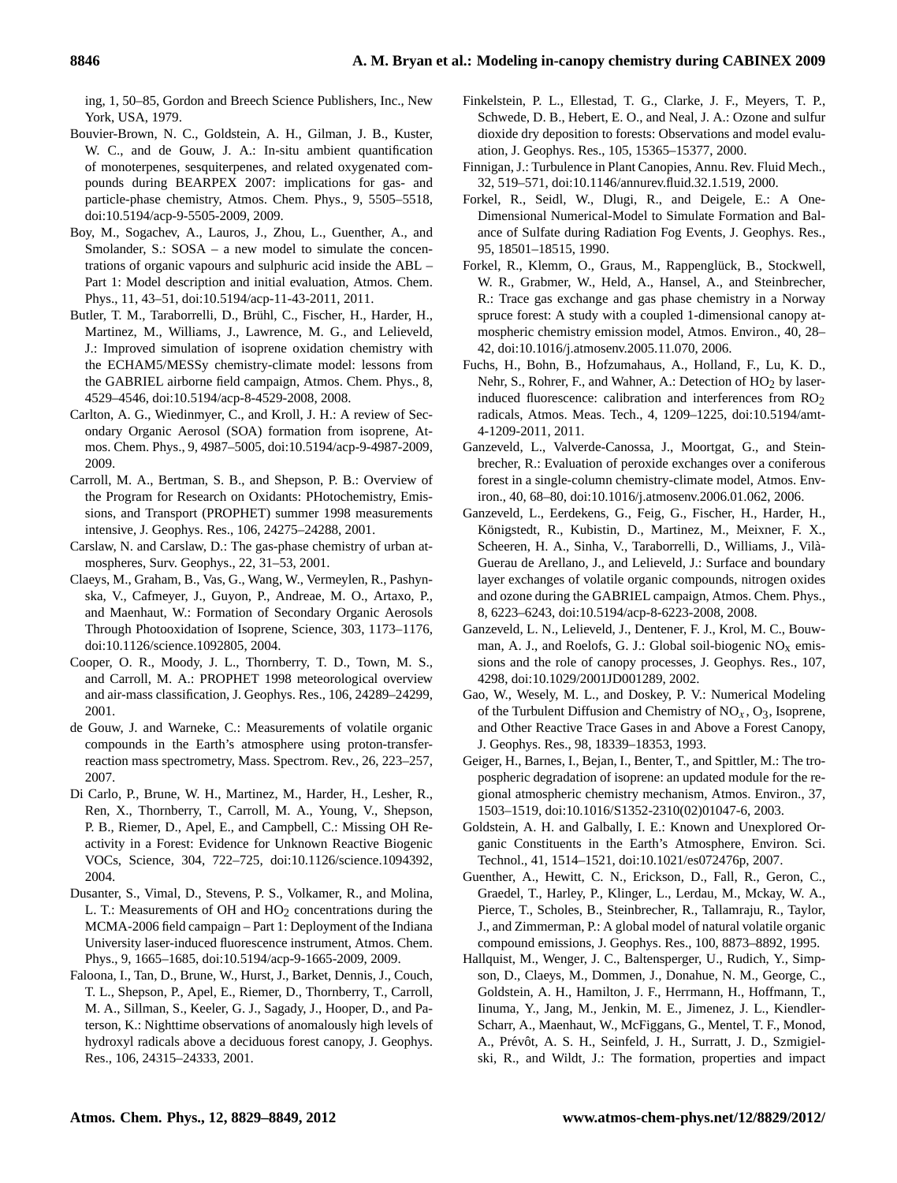ing, 1, 50–85, Gordon and Breech Science Publishers, Inc., New York, USA, 1979.

Bouvier-Brown, N. C., Goldstein, A. H., Gilman, J. B., Kuster, W. C., and de Gouw, J. A.: In-situ ambient quantification of monoterpenes, sesquiterpenes, and related oxygenated compounds during BEARPEX 2007: implications for gas- and particle-phase chemistry, Atmos. Chem. Phys., 9, 5505–5518, doi:10.5194/acp-9-5505-2009, 2009.

Boy, M., Sogachev, A., Lauros, J., Zhou, L., Guenther, A., and Smolander, S.: SOSA – a new model to simulate the concentrations of organic vapours and sulphuric acid inside the ABL – Part 1: Model description and initial evaluation, Atmos. Chem. Phys., 11, 43–51, doi:10.5194/acp-11-43-2011, 2011.

Butler, T. M., Taraborrelli, D., Brühl, C., Fischer, H., Harder, H., Martinez, M., Williams, J., Lawrence, M. G., and Lelieveld, J.: Improved simulation of isoprene oxidation chemistry with the ECHAM5/MESSy chemistry-climate model: lessons from the GABRIEL airborne field campaign, Atmos. Chem. Phys., 8, 4529–4546, doi:10.5194/acp-8-4529-2008, 2008.

Carlton, A. G., Wiedinmyer, C., and Kroll, J. H.: A review of Secondary Organic Aerosol (SOA) formation from isoprene, Atmos. Chem. Phys., 9, 4987–5005, doi:10.5194/acp-9-4987-2009, 2009.

Carroll, M. A., Bertman, S. B., and Shepson, P. B.: Overview of the Program for Research on Oxidants: PHotochemistry, Emissions, and Transport (PROPHET) summer 1998 measurements intensive, J. Geophys. Res., 106, 24275–24288, 2001.

Carslaw, N. and Carslaw, D.: The gas-phase chemistry of urban atmospheres, Surv. Geophys., 22, 31–53, 2001.

Claeys, M., Graham, B., Vas, G., Wang, W., Vermeylen, R., Pashynska, V., Cafmeyer, J., Guyon, P., Andreae, M. O., Artaxo, P., and Maenhaut, W.: Formation of Secondary Organic Aerosols Through Photooxidation of Isoprene, Science, 303, 1173–1176, doi:10.1126/science.1092805, 2004.

Cooper, O. R., Moody, J. L., Thornberry, T. D., Town, M. S., and Carroll, M. A.: PROPHET 1998 meteorological overview and air-mass classification, J. Geophys. Res., 106, 24289–24299, 2001.

de Gouw, J. and Warneke, C.: Measurements of volatile organic compounds in the Earth's atmosphere using proton-transfer-reaction mass spectrometry, Mass. Spectrom. Rev., 26, 223–257, 2007.

Di Carlo, P., Brune, W. H., Martinez, M., Harder, H., Lesher, R., Ren, X., Thornberry, T., Carroll, M. A., Young, V., Shepson, P. B., Riemer, D., Apel, E., and Campbell, C.: Missing OH Reactivity in a Forest: Evidence for Unknown Reactive Biogenic VOCs, Science, 304, 722–725, doi:10.1126/science.1094392, 2004.

Dusanter, S., Vimal, D., Stevens, P. S., Volkamer, R., and Molina, L. T.: Measurements of OH and $HO_2$ concentrations during the MCMA-2006 field campaign – Part 1: Deployment of the Indiana University laser-induced fluorescence instrument, Atmos. Chem. Phys., 9, 1665–1685, doi:10.5194/acp-9-1665-2009, 2009.

Faloona, I., Tan, D., Brune, W., Hurst, J., Barket, Dennis, J., Couch, T. L., Shepson, P., Apel, E., Riemer, D., Thornberry, T., Carroll, M. A., Sillman, S., Keeler, G. J., Sagady, J., Hooper, D., and Paterson, K.: Nighttime observations of anomalously high levels of hydroxyl radicals above a deciduous forest canopy, J. Geophys. Res., 106, 24315–24333, 2001.

Finkelstein, P. L., Ellestad, T. G., Clarke, J. F., Meyers, T. P., Schwede, D. B., Hebert, E. O., and Neal, J. A.: Ozone and sulfur dioxide dry deposition to forests: Observations and model evaluation, J. Geophys. Res., 105, 15365–15377, 2000.

Finnigan, J.: Turbulence in Plant Canopies, Annu. Rev. Fluid Mech., 32, 519–571, doi:10.1146/annurev.fluid.32.1.519, 2000.

Forkel, R., Seidl, W., Dlugi, R., and Deigele, E.: A One-Dimensional Numerical-Model to Simulate Formation and Balance of Sulfate during Radiation Fog Events, J. Geophys. Res., 95, 18501–18515, 1990.

Forkel, R., Klemm, O., Graus, M., Rappenglück, B., Stockwell, W. R., Grabmer, W., Held, A., Hansel, A., and Steinbrecher, R.: Trace gas exchange and gas phase chemistry in a Norway spruce forest: A study with a coupled 1-dimensional canopy atmospheric chemistry emission model, Atmos. Environ., 40, 28–42, doi:10.1016/j.atmosenv.2005.11.070, 2006.

Fuchs, H., Bohn, B., Hofzumahaus, A., Holland, F., Lu, K. D., Nehr, S., Rohrer, F., and Wahner, A.: Detection of $HO_2$ by laser-induced fluorescence: calibration and interferences from $RO_2$ radicals, Atmos. Meas. Tech., 4, 1209–1225, doi:10.5194/amt-4-1209-2011, 2011.

Ganzeveld, L., Valverde-Canossa, J., Moortgat, G., and Steinbrecher, R.: Evaluation of peroxide exchanges over a coniferous forest in a single-column chemistry-climate model, Atmos. Environ., 40, 68–80, doi:10.1016/j.atmosenv.2006.01.062, 2006.

Ganzeveld, L., Eerdekens, G., Feig, G., Fischer, H., Harder, H., Königstedt, R., Kubistin, D., Martinez, M., Meixner, F. X., Scheeren, H. A., Sinha, V., Taraborrelli, D., Williams, J., Vilà-Guerau de Arellano, J., and Lelieveld, J.: Surface and boundary layer exchanges of volatile organic compounds, nitrogen oxides and ozone during the GABRIEL campaign, Atmos. Chem. Phys., 8, 6223–6243, doi:10.5194/acp-8-6223-2008, 2008.

Ganzeveld, L. N., Lelieveld, J., Dentener, F. J., Krol, M. C., Bouwman, A. J., and Roelofs, G. J.: Global soil-biogenic $NO_x$ emissions and the role of canopy processes, J. Geophys. Res., 107, 4298, doi:10.1029/2001JD001289, 2002.

Gao, W., Wesely, M. L., and Doskey, P. V.: Numerical Modeling of the Turbulent Diffusion and Chemistry of $NO_x$, $O_3$, Isoprene, and Other Reactive Trace Gases in and Above a Forest Canopy, J. Geophys. Res., 98, 18339–18353, 1993.

Geiger, H., Barnes, I., Bejan, I., Benter, T., and Spittler, M.: The tropospheric degradation of isoprene: an updated module for the regional atmospheric chemistry mechanism, Atmos. Environ., 37, 1503–1519, doi:10.1016/S1352-2310(02)01047-6, 2003.

Goldstein, A. H. and Galbally, I. E.: Known and Unexplored Organic Constituents in the Earth's Atmosphere, Environ. Sci. Technol., 41, 1514–1521, doi:10.1021/es072476p, 2007.

Guenther, A., Hewitt, C. N., Erickson, D., Fall, R., Geron, C., Graedel, T., Harley, P., Klinger, L., Lerdau, M., Mckay, W. A., Pierce, T., Scholes, B., Steinbrecher, R., Tallamraju, R., Taylor, J., and Zimmerman, P.: A global model of natural volatile organic compound emissions, J. Geophys. Res., 100, 8873–8892, 1995.

Hallquist, M., Wenger, J. C., Baltensperger, U., Rudich, Y., Simpson, D., Claeys, M., Dommen, J., Donahue, N. M., George, C., Goldstein, A. H., Hamilton, J. F., Herrmann, H., Hoffmann, T., Iinuma, Y., Jang, M., Jenkin, M. E., Jimenez, J. L., Kiendler-Scharr, A., Maenhaut, W., McFiggans, G., Mentel, T. F., Monod, A., Prévôt, A. S. H., Seinfeld, J. H., Surratt, J. D., Szmigielski, R., and Wildt, J.: The formation, properties and impact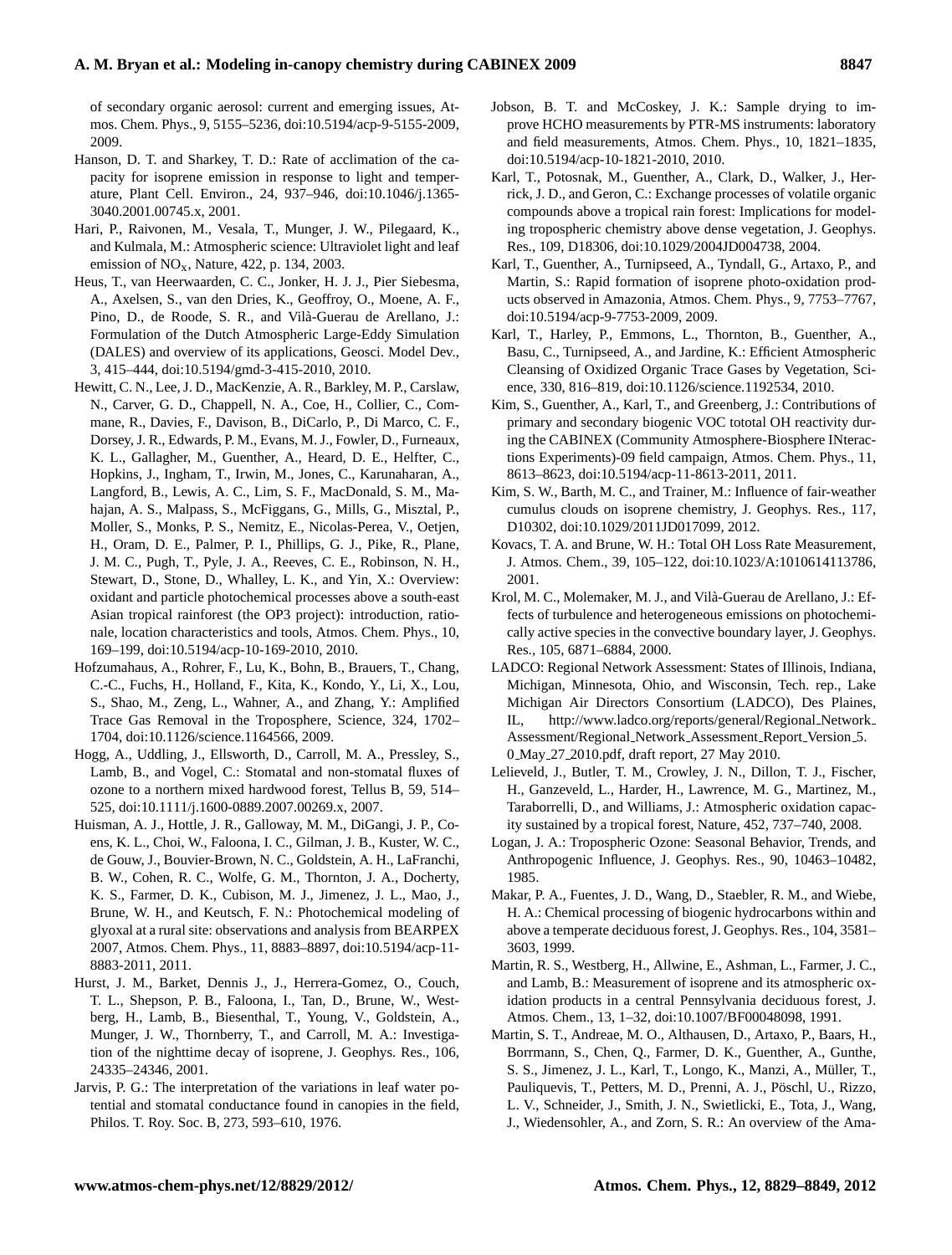of secondary organic aerosol: current and emerging issues, Atmos. Chem. Phys., 9, 5155–5236, doi:10.5194/acp-9-5155-2009, 2009.

Hanson, D. T. and Sharkey, T. D.: Rate of acclimation of the capacity for isoprene emission in response to light and temperature, Plant Cell. Environ., 24, 937–946, doi:10.1046/j.1365-3040.2001.00745.x, 2001.

Hari, P., Raivonen, M., Vesala, T., Munger, J. W., Pilegaard, K., and Kulmala, M.: Atmospheric science: Ultraviolet light and leaf emission of $NO_x$, Nature, 422, p. 134, 2003.

Heus, T., van Heerwaarden, C. C., Jonker, H. J. J., Pier Siebesma, A., Axelsen, S., van den Dries, K., Geoffroy, O., Moene, A. F., Pino, D., de Roode, S. R., and Vilà-Guerau de Arellano, J.: Formulation of the Dutch Atmospheric Large-Eddy Simulation (DALES) and overview of its applications, Geosci. Model Dev., 3, 415–444, doi:10.5194/gmd-3-415-2010, 2010.

Hewitt, C. N., Lee, J. D., MacKenzie, A. R., Barkley, M. P., Carslaw, N., Carver, G. D., Chappell, N. A., Coe, H., Collier, C., Commane, R., Davies, F., Davison, B., DiCarlo, P., Di Marco, C. F., Dorsey, J. R., Edwards, P. M., Evans, M. J., Fowler, D., Furneaux, K. L., Gallagher, M., Guenther, A., Heard, D. E., Helfter, C., Hopkins, J., Ingham, T., Irwin, M., Jones, C., Karunaharan, A., Langford, B., Lewis, A. C., Lim, S. F., MacDonald, S. M., Mahajan, A. S., Malpass, S., McFiggans, G., Mills, G., Misztal, P., Moller, S., Monks, P. S., Nemitz, E., Nicolas-Perea, V., Oetjen, H., Oram, D. E., Palmer, P. I., Phillips, G. J., Pike, R., Plane, J. M. C., Pugh, T., Pyle, J. A., Reeves, C. E., Robinson, N. H., Stewart, D., Stone, D., Whalley, L. K., and Yin, X.: Overview: oxidant and particle photochemical processes above a south-east Asian tropical rainforest (the OP3 project): introduction, rationale, location characteristics and tools, Atmos. Chem. Phys., 10, 169–199, doi:10.5194/acp-10-169-2010, 2010.

Hofzumahaus, A., Rohrer, F., Lu, K., Bohn, B., Brauers, T., Chang, C.-C., Fuchs, H., Holland, F., Kita, K., Kondo, Y., Li, X., Lou, S., Shao, M., Zeng, L., Wahner, A., and Zhang, Y.: Amplified Trace Gas Removal in the Troposphere, Science, 324, 1702–1704, doi:10.1126/science.1164566, 2009.

Hogg, A., Uddling, J., Ellsworth, D., Carroll, M. A., Pressley, S., Lamb, B., and Vogel, C.: Stomatal and non-stomatal fluxes of ozone to a northern mixed hardwood forest, Tellus B, 59, 514–525, doi:10.1111/j.1600-0889.2007.00269.x, 2007.

Huisman, A. J., Hottle, J. R., Galloway, M. M., DiGangi, J. P., Coens, K. L., Choi, W., Faloona, I. C., Gilman, J. B., Kuster, W. C., de Gouw, J., Bouvier-Brown, N. C., Goldstein, A. H., LaFranchi, B. W., Cohen, R. C., Wolfe, G. M., Thornton, J. A., Docherty, K. S., Farmer, D. K., Cubison, M. J., Jimenez, J. L., Mao, J., Brune, W. H., and Keutsch, F. N.: Photochemical modeling of glyoxal at a rural site: observations and analysis from BEARPEX 2007, Atmos. Chem. Phys., 11, 8883–8897, doi:10.5194/acp-11-8883-2011, 2011.

Hurst, J. M., Barket, Dennis J., J., Herrera-Gomez, O., Couch, T. L., Shepson, P. B., Faloona, I., Tan, D., Brune, W., Westberg, H., Lamb, B., Biesenthal, T., Young, V., Goldstein, A., Munger, J. W., Thornberry, T., and Carroll, M. A.: Investigation of the nighttime decay of isoprene, J. Geophys. Res., 106, 24335–24346, 2001.

Jarvis, P. G.: The interpretation of the variations in leaf water potential and stomatal conductance found in canopies in the field, Philos. T. Roy. Soc. B, 273, 593–610, 1976.

Jobson, B. T. and McCoskey, J. K.: Sample drying to improve HCHO measurements by PTR-MS instruments: laboratory and field measurements, Atmos. Chem. Phys., 10, 1821–1835, doi:10.5194/acp-10-1821-2010, 2010.

Karl, T., Potosnak, M., Guenther, A., Clark, D., Walker, J., Herrick, J. D., and Geron, C.: Exchange processes of volatile organic compounds above a tropical rain forest: Implications for modeling tropospheric chemistry above dense vegetation, J. Geophys. Res., 109, D18306, doi:10.1029/2004JD004738, 2004.

Karl, T., Guenther, A., Turnipseed, A., Tyndall, G., Artaxo, P., and Martin, S.: Rapid formation of isoprene photo-oxidation products observed in Amazonia, Atmos. Chem. Phys., 9, 7753–7767, doi:10.5194/acp-9-7753-2009, 2009.

Karl, T., Harley, P., Emmons, L., Thornton, B., Guenther, A., Basu, C., Turnipseed, A., and Jardine, K.: Efficient Atmospheric Cleansing of Oxidized Organic Trace Gases by Vegetation, Science, 330, 816–819, doi:10.1126/science.1192534, 2010.

Kim, S., Guenther, A., Karl, T., and Greenberg, J.: Contributions of primary and secondary biogenic VOC tototal OH reactivity during the CABINEX (Community Atmosphere-Biosphere INteractions Experiments)-09 field campaign, Atmos. Chem. Phys., 11, 8613–8623, doi:10.5194/acp-11-8613-2011, 2011.

Kim, S. W., Barth, M. C., and Trainer, M.: Influence of fair-weather cumulus clouds on isoprene chemistry, J. Geophys. Res., 117, D10302, doi:10.1029/2011JD017099, 2012.

Kovacs, T. A. and Brune, W. H.: Total OH Loss Rate Measurement, J. Atmos. Chem., 39, 105–122, doi:10.1023/A:1010614113786, 2001.

Krol, M. C., Molemaker, M. J., and Vilà-Guerau de Arellano, J.: Effects of turbulence and heterogeneous emissions on photochemically active species in the convective boundary layer, J. Geophys. Res., 105, 6871–6884, 2000.

LADCO: Regional Network Assessment: States of Illinois, Indiana, Michigan, Minnesota, Ohio, and Wisconsin, Tech. rep., Lake Michigan Air Directors Consortium (LADCO), Des Plaines, IL, http://www.ladco.org/reports/general/Regional_Network_Assessment/Regional_Network_Assessment_Report_Version_5.0_May_27_2010.pdf, draft report, 27 May 2010.

Lelieveld, J., Butler, T. M., Crowley, J. N., Dillon, T. J., Fischer, H., Ganzeveld, L., Harder, H., Lawrence, M. G., Martinez, M., Taraborrelli, D., and Williams, J.: Atmospheric oxidation capacity sustained by a tropical forest, Nature, 452, 737–740, 2008.

Logan, J. A.: Tropospheric Ozone: Seasonal Behavior, Trends, and Anthropogenic Influence, J. Geophys. Res., 90, 10463–10482, 1985.

Makar, P. A., Fuentes, J. D., Wang, D., Staebler, R. M., and Wiebe, H. A.: Chemical processing of biogenic hydrocarbons within and above a temperate deciduous forest, J. Geophys. Res., 104, 3581–3603, 1999.

Martin, R. S., Westberg, H., Allwine, E., Ashman, L., Farmer, J. C., and Lamb, B.: Measurement of isoprene and its atmospheric oxidation products in a central Pennsylvania deciduous forest, J. Atmos. Chem., 13, 1–32, doi:10.1007/BF00048098, 1991.

Martin, S. T., Andreae, M. O., Althausen, D., Artaxo, P., Baars, H., Borrmann, S., Chen, Q., Farmer, D. K., Guenther, A., Gunthe, S. S., Jimenez, J. L., Karl, T., Longo, K., Manzi, A., Müller, T., Pauliquevis, T., Petters, M. D., Prenni, A. J., Pöschl, U., Rizzo, L. V., Schneider, J., Smith, J. N., Swietlicki, E., Tota, J., Wang, J., Wiedensohler, A., and Zorn, S. R.: An overview of the Ama-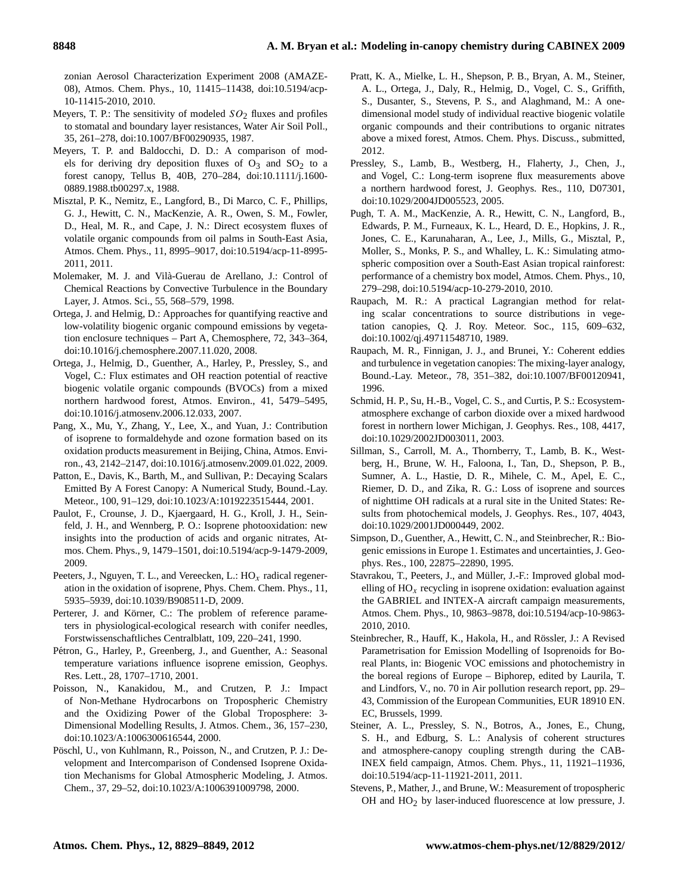zonian Aerosol Characterization Experiment 2008 (AMAZE-08), Atmos. Chem. Phys., 10, 11415–11438, doi:10.5194/acp-10-11415-2010, 2010.

Meyers, T. P.: The sensitivity of modeled $SO_2$ fluxes and profiles to stomatal and boundary layer resistances, Water Air Soil Poll., 35, 261–278, doi:10.1007/BF00290935, 1987.

Meyers, T. P. and Baldocchi, D. D.: A comparison of models for deriving dry deposition fluxes of $O_3$ and $SO_2$ to a forest canopy, Tellus B, 40B, 270–284, doi:10.1111/j.1600-0889.1988.tb00297.x, 1988.

Misztal, P. K., Nemitz, E., Langford, B., Di Marco, C. F., Phillips, G. J., Hewitt, C. N., MacKenzie, A. R., Owen, S. M., Fowler, D., Heal, M. R., and Cape, J. N.: Direct ecosystem fluxes of volatile organic compounds from oil palms in South-East Asia, Atmos. Chem. Phys., 11, 8995–9017, doi:10.5194/acp-11-8995-2011, 2011.

Molemaker, M. J. and Vilà-Guerau de Arellano, J.: Control of Chemical Reactions by Convective Turbulence in the Boundary Layer, J. Atmos. Sci., 55, 568–579, 1998.

Ortega, J. and Helmig, D.: Approaches for quantifying reactive and low-volatility biogenic organic compound emissions by vegetation enclosure techniques – Part A, Chemosphere, 72, 343–364, doi:10.1016/j.chemosphere.2007.11.020, 2008.

Ortega, J., Helmig, D., Guenther, A., Harley, P., Pressley, S., and Vogel, C.: Flux estimates and OH reaction potential of reactive biogenic volatile organic compounds (BVOCs) from a mixed northern hardwood forest, Atmos. Environ., 41, 5479–5495, doi:10.1016/j.atmosenv.2006.12.033, 2007.

Pang, X., Mu, Y., Zhang, Y., Lee, X., and Yuan, J.: Contribution of isoprene to formaldehyde and ozone formation based on its oxidation products measurement in Beijing, China, Atmos. Environ., 43, 2142–2147, doi:10.1016/j.atmosenv.2009.01.022, 2009.

Patton, E., Davis, K., Barth, M., and Sullivan, P.: Decaying Scalars Emitted By A Forest Canopy: A Numerical Study, Bound.-Lay. Meteor., 100, 91–129, doi:10.1023/A:1019223515444, 2001.

Paulot, F., Crounse, J. D., Kjaergaard, H. G., Kroll, J. H., Seinfeld, J. H., and Wennberg, P. O.: Isoprene photooxidation: new insights into the production of acids and organic nitrates, Atmos. Chem. Phys., 9, 1479–1501, doi:10.5194/acp-9-1479-2009, 2009.

Peeters, J., Nguyen, T. L., and Vereecken, L.: $HO_x$ radical regeneration in the oxidation of isoprene, Phys. Chem. Chem. Phys., 11, 5935–5939, doi:10.1039/B908511-D, 2009.

Perterer, J. and Körner, C.: The problem of reference parameters in physiological-ecological research with conifer needles, Forstwissenschaftliches Centralblatt, 109, 220–241, 1990.

Pétron, G., Harley, P., Greenberg, J., and Guenther, A.: Seasonal temperature variations influence isoprene emission, Geophys. Res. Lett., 28, 1707–1710, 2001.

Poisson, N., Kanakidou, M., and Crutzen, P. J.: Impact of Non-Methane Hydrocarbons on Tropospheric Chemistry and the Oxidizing Power of the Global Troposphere: 3-Dimensional Modelling Results, J. Atmos. Chem., 36, 157–230, doi:10.1023/A:1006300616544, 2000.

Pöschl, U., von Kuhlmann, R., Poisson, N., and Crutzen, P. J.: Development and Intercomparison of Condensed Isoprene Oxidation Mechanisms for Global Atmospheric Modeling, J. Atmos. Chem., 37, 29–52, doi:10.1023/A:1006391009798, 2000.

Pratt, K. A., Mielke, L. H., Shepson, P. B., Bryan, A. M., Steiner, A. L., Ortega, J., Daly, R., Helmig, D., Vogel, C. S., Griffith, S., Dusanter, S., Stevens, P. S., and Alaghmand, M.: A one-dimensional model study of individual reactive biogenic volatile organic compounds and their contributions to organic nitrates above a mixed forest, Atmos. Chem. Phys. Discuss., submitted, 2012.

Pressley, S., Lamb, B., Westberg, H., Flaherty, J., Chen, J., and Vogel, C.: Long-term isoprene flux measurements above a northern hardwood forest, J. Geophys. Res., 110, D07301, doi:10.1029/2004JD005523, 2005.

Pugh, T. A. M., MacKenzie, A. R., Hewitt, C. N., Langford, B., Edwards, P. M., Furneaux, K. L., Heard, D. E., Hopkins, J. R., Jones, C. E., Karunaharan, A., Lee, J., Mills, G., Misztal, P., Moller, S., Monks, P. S., and Whalley, L. K.: Simulating atmospheric composition over a South-East Asian tropical rainforest: performance of a chemistry box model, Atmos. Chem. Phys., 10, 279–298, doi:10.5194/acp-10-279-2010, 2010.

Raupach, M. R.: A practical Lagrangian method for relating scalar concentrations to source distributions in vegetation canopies, Q. J. Roy. Meteor. Soc., 115, 609–632, doi:10.1002/qj.49711548710, 1989.

Raupach, M. R., Finnigan, J. J., and Brunei, Y.: Coherent eddies and turbulence in vegetation canopies: The mixing-layer analogy, Bound.-Lay. Meteor., 78, 351–382, doi:10.1007/BF00120941, 1996.

Schmid, H. P., Su, H.-B., Vogel, C. S., and Curtis, P. S.: Ecosystem-atmosphere exchange of carbon dioxide over a mixed hardwood forest in northern lower Michigan, J. Geophys. Res., 108, 4417, doi:10.1029/2002JD003011, 2003.

Sillman, S., Carroll, M. A., Thornberry, T., Lamb, B. K., Westberg, H., Brune, W. H., Faloona, I., Tan, D., Shepson, P. B., Sumner, A. L., Hastie, D. R., Mihele, C. M., Apel, E. C., Riemer, D. D., and Zika, R. G.: Loss of isoprene and sources of nighttime OH radicals at a rural site in the United States: Results from photochemical models, J. Geophys. Res., 107, 4043, doi:10.1029/2001JD000449, 2002.

Simpson, D., Guenther, A., Hewitt, C. N., and Steinbrecher, R.: Biogenic emissions in Europe 1. Estimates and uncertainties, J. Geophys. Res., 100, 22875–22890, 1995.

Stavrakou, T., Peeters, J., and Müller, J.-F.: Improved global modelling of $HO_x$ recycling in isoprene oxidation: evaluation against the GABRIEL and INTEX-A aircraft campaign measurements, Atmos. Chem. Phys., 10, 9863–9878, doi:10.5194/acp-10-9863-2010, 2010.

Steinbrecher, R., Hauff, K., Hakola, H., and Rössler, J.: A Revised Parametrisation for Emission Modelling of Isoprenoids for Boreal Plants, in: Biogenic VOC emissions and photochemistry in the boreal regions of Europe – Biphorep, edited by Laurila, T. and Lindfors, V., no. 70 in Air pollution research report, pp. 29–43, Commission of the European Communities, EUR 18910 EN. EC, Brussels, 1999.

Steiner, A. L., Pressley, S. N., Botros, A., Jones, E., Chung, S. H., and Edburg, S. L.: Analysis of coherent structures and atmosphere-canopy coupling strength during the CABINEX field campaign, Atmos. Chem. Phys., 11, 11921–11936, doi:10.5194/acp-11-11921-2011, 2011.

Stevens, P., Mather, J., and Brune, W.: Measurement of tropospheric OH and $HO_2$ by laser-induced fluorescence at low pressure, J.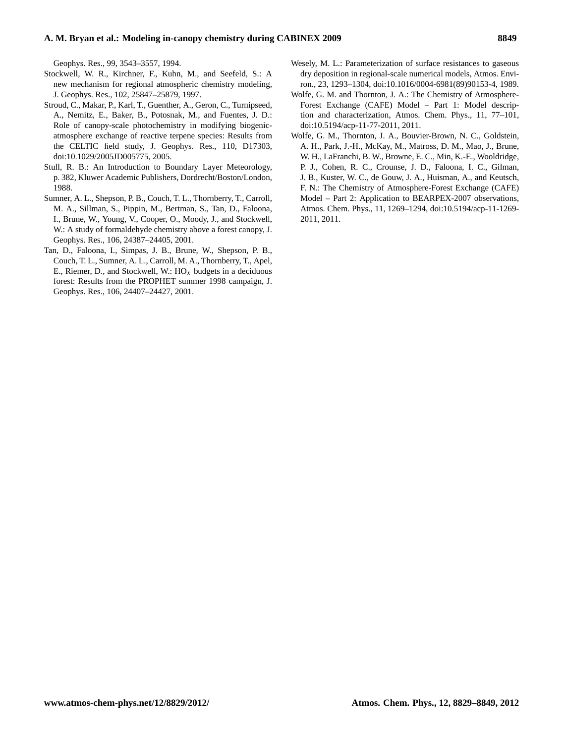Geophys. Res., 99, 3543–3557, 1994.

Stockwell, W. R., Kirchner, F., Kuhn, M., and Seefeld, S.: A new mechanism for regional atmospheric chemistry modeling, J. Geophys. Res., 102, 25847–25879, 1997.

Stroud, C., Makar, P., Karl, T., Guenther, A., Geron, C., Turnipseed, A., Nemitz, E., Baker, B., Potosnak, M., and Fuentes, J. D.: Role of canopy-scale photochemistry in modifying biogenic-atmosphere exchange of reactive terpene species: Results from the CELTIC field study, J. Geophys. Res., 110, D17303, doi:10.1029/2005JD005775, 2005.

Stull, R. B.: An Introduction to Boundary Layer Meteorology, p. 382, Kluwer Academic Publishers, Dordrecht/Boston/London, 1988.

Sumner, A. L., Shepson, P. B., Couch, T. L., Thornberry, T., Carroll, M. A., Sillman, S., Pippin, M., Bertman, S., Tan, D., Faloona, I., Brune, W., Young, V., Cooper, O., Moody, J., and Stockwell, W.: A study of formaldehyde chemistry above a forest canopy, J. Geophys. Res., 106, 24387–24405, 2001.

Tan, D., Faloona, I., Simpas, J. B., Brune, W., Shepson, P. B., Couch, T. L., Sumner, A. L., Carroll, M. A., Thornberry, T., Apel, E., Riemer, D., and Stockwell, W.: $HO_x$ budgets in a deciduous forest: Results from the PROPHET summer 1998 campaign, J. Geophys. Res., 106, 24407–24427, 2001.

Wesely, M. L.: Parameterization of surface resistances to gaseous dry deposition in regional-scale numerical models, Atmos. Environ., 23, 1293–1304, doi:10.1016/0004-6981(89)90153-4, 1989.

Wolfe, G. M. and Thornton, J. A.: The Chemistry of Atmosphere-Forest Exchange (CAFE) Model – Part 1: Model description and characterization, Atmos. Chem. Phys., 11, 77–101, doi:10.5194/acp-11-77-2011, 2011.

Wolfe, G. M., Thornton, J. A., Bouvier-Brown, N. C., Goldstein, A. H., Park, J.-H., McKay, M., Matross, D. M., Mao, J., Brune, W. H., LaFranchi, B. W., Browne, E. C., Min, K.-E., Wooldridge, P. J., Cohen, R. C., Crounse, J. D., Faloona, I. C., Gilman, J. B., Kuster, W. C., de Gouw, J. A., Huisman, A., and Keutsch, F. N.: The Chemistry of Atmosphere-Forest Exchange (CAFE) Model – Part 2: Application to BEARPEX-2007 observations, Atmos. Chem. Phys., 11, 1269–1294, doi:10.5194/acp-11-1269-2011, 2011.